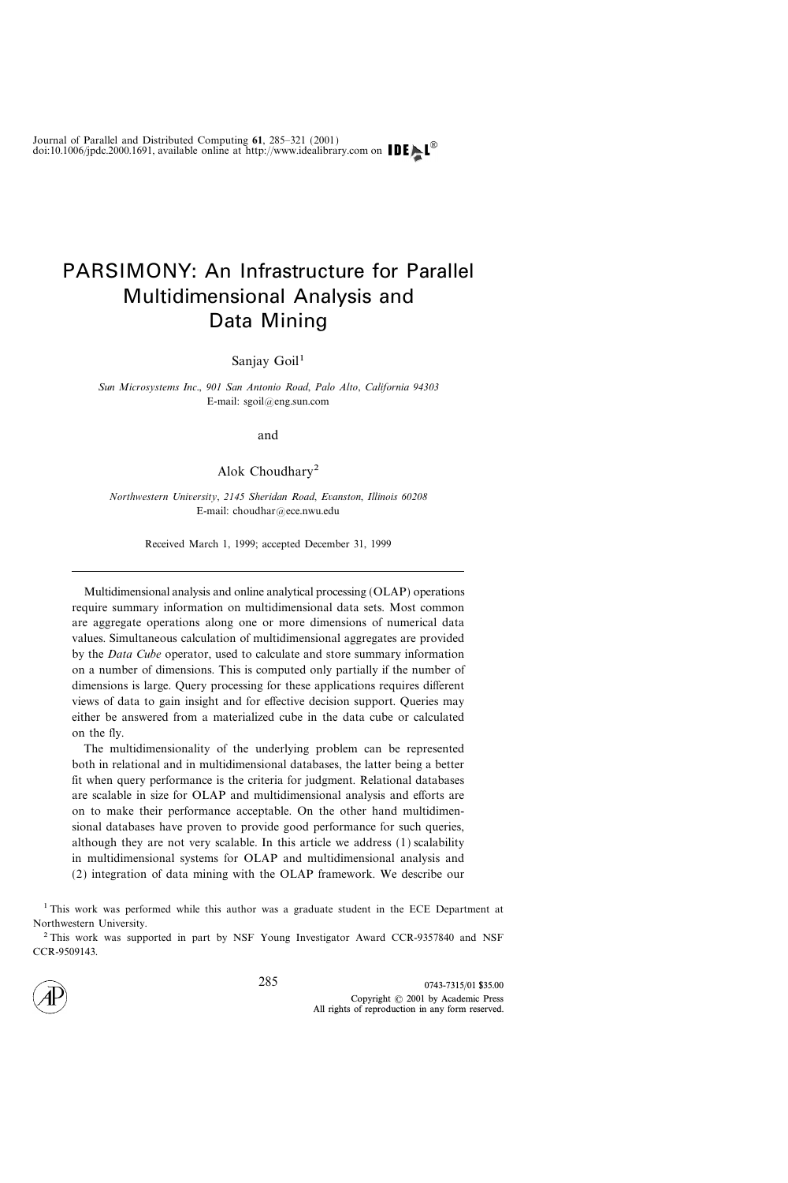# PARSIMONY: An Infrastructure for Parallel Multidimensional Analysis and Data Mining

Sanjay Goil[1]

*Sun Microsystems Inc., 901 San Antonio Road, Palo Alto, California 94303*
E-mail: sgoil@eng.sun.com

and

Alok Choudhary[2]

*Northwestern University, 2145 Sheridan Road, Evanston, Illinois 60208*
E-mail: choudhar@ece.nwu.edu

Received March 1, 1999; accepted December 31, 1999

---

Multidimensional analysis and online analytical processing (OLAP) operations require summary information on multidimensional data sets. Most common are aggregate operations along one or more dimensions of numerical data values. Simultaneous calculation of multidimensional aggregates are provided by the *Data Cube* operator, used to calculate and store summary information on a number of dimensions. This is computed only partially if the number of dimensions is large. Query processing for these applications requires different views of data to gain insight and for effective decision support. Queries may either be answered from a materialized cube in the data cube or calculated on the fly.

The multidimensionality of the underlying problem can be represented both in relational and in multidimensional databases, the latter being a better fit when query performance is the criteria for judgment. Relational databases are scalable in size for OLAP and multidimensional analysis and efforts are on to make their performance acceptable. On the other hand multidimensional databases have proven to provide good performance for such queries, although they are not very scalable. In this article we address (1) scalability in multidimensional systems for OLAP and multidimensional analysis and (2) integration of data mining with the OLAP framework. We describe our

[1] This work was performed while this author was a graduate student in the ECE Department at Northwestern University.

[2] This work was supported in part by NSF Young Investigator Award CCR-9357840 and NSF CCR-9509143.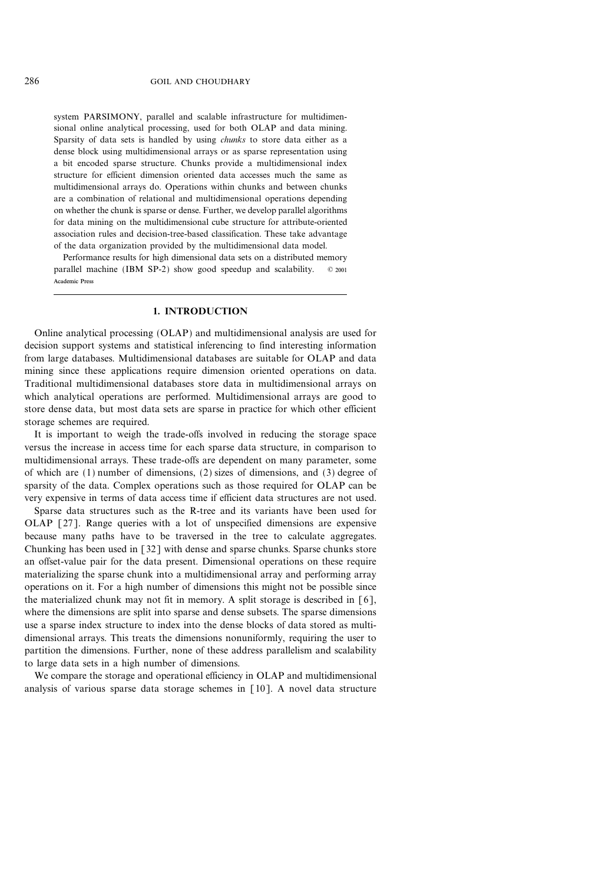system PARSIMONY, parallel and scalable infrastructure for multidimensional online analytical processing, used for both OLAP and data mining. Sparsity of data sets is handled by using *chunks* to store data either as a dense block using multidimensional arrays or as sparse representation using a bit encoded sparse structure. Chunks provide a multidimensional index structure for efficient dimension oriented data accesses much the same as multidimensional arrays do. Operations within chunks and between chunks are a combination of relational and multidimensional operations depending on whether the chunk is sparse or dense. Further, we develop parallel algorithms for data mining on the multidimensional cube structure for attribute-oriented association rules and decision-tree-based classification. These take advantage of the data organization provided by the multidimensional data model.

Performance results for high dimensional data sets on a distributed memory parallel machine (IBM SP-2) show good speedup and scalability. © 2001 Academic Press

## 1. INTRODUCTION

Online analytical processing (OLAP) and multidimensional analysis are used for decision support systems and statistical inferencing to find interesting information from large databases. Multidimensional databases are suitable for OLAP and data mining since these applications require dimension oriented operations on data. Traditional multidimensional databases store data in multidimensional arrays on which analytical operations are performed. Multidimensional arrays are good to store dense data, but most data sets are sparse in practice for which other efficient storage schemes are required.

It is important to weigh the trade-offs involved in reducing the storage space versus the increase in access time for each sparse data structure, in comparison to multidimensional arrays. These trade-offs are dependent on many parameter, some of which are (1) number of dimensions, (2) sizes of dimensions, and (3) degree of sparsity of the data. Complex operations such as those required for OLAP can be very expensive in terms of data access time if efficient data structures are not used.

Sparse data structures such as the R-tree and its variants have been used for OLAP [27]. Range queries with a lot of unspecified dimensions are expensive because many paths have to be traversed in the tree to calculate aggregates. Chunking has been used in [32] with dense and sparse chunks. Sparse chunks store an offset-value pair for the data present. Dimensional operations on these require materializing the sparse chunk into a multidimensional array and performing array operations on it. For a high number of dimensions this might not be possible since the materialized chunk may not fit in memory. A split storage is described in [6], where the dimensions are split into sparse and dense subsets. The sparse dimensions use a sparse index structure to index into the dense blocks of data stored as multidimensional arrays. This treats the dimensions nonuniformly, requiring the user to partition the dimensions. Further, none of these address parallelism and scalability to large data sets in a high number of dimensions.

We compare the storage and operational efficiency in OLAP and multidimensional analysis of various sparse data storage schemes in [10]. A novel data structure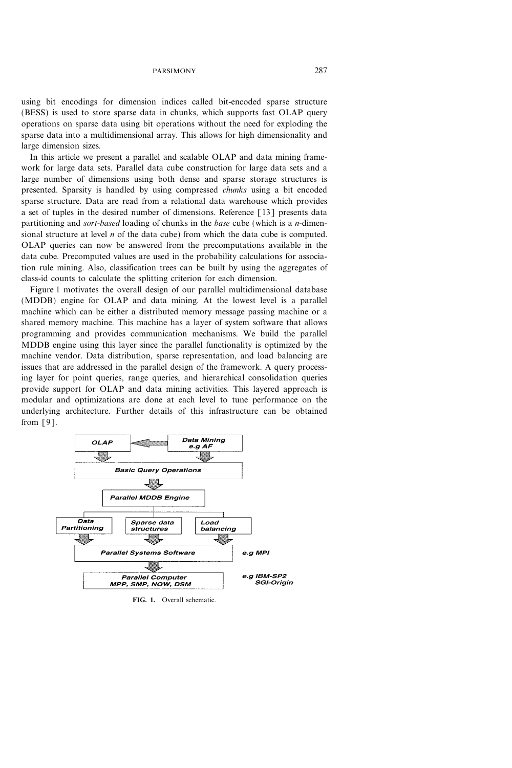using bit encodings for dimension indices called bit-encoded sparse structure (BESS) is used to store sparse data in chunks, which supports fast OLAP query operations on sparse data using bit operations without the need for exploding the sparse data into a multidimensional array. This allows for high dimensionality and large dimension sizes.

In this article we present a parallel and scalable OLAP and data mining framework for large data sets. Parallel data cube construction for large data sets and a large number of dimensions using both dense and sparse storage structures is presented. Sparsity is handled by using compressed *chunks* using a bit encoded sparse structure. Data are read from a relational data warehouse which provides a set of tuples in the desired number of dimensions. Reference [13] presents data partitioning and *sort-based* loading of chunks in the *base* cube (which is a *n*-dimensional structure at level *n* of the data cube) from which the data cube is computed. OLAP queries can now be answered from the precomputations available in the data cube. Precomputed values are used in the probability calculations for association rule mining. Also, classification trees can be built by using the aggregates of class-id counts to calculate the splitting criterion for each dimension.

Figure 1 motivates the overall design of our parallel multidimensional database (MDDB) engine for OLAP and data mining. At the lowest level is a parallel machine which can be either a distributed memory message passing machine or a shared memory machine. This machine has a layer of system software that allows programming and provides communication mechanisms. We build the parallel MDDB engine using this layer since the parallel functionality is optimized by the machine vendor. Data distribution, sparse representation, and load balancing are issues that are addressed in the parallel design of the framework. A query processing layer for point queries, range queries, and hierarchical consolidation queries provide support for OLAP and data mining activities. This layered approach is modular and optimizations are done at each level to tune performance on the underlying architecture. Further details of this infrastructure can be obtained from [9].

OLAP

Data Mining e.g AF

Basic Query Operations

Parallel MDDB Engine

Data Partitioning

Sparse data structures

Load balancing

Parallel Systems Software

e.g MPI

Parallel Computer MPP, SMP, NOW, DSM

e.g IBM-SP2 SGI-Origin

**FIG. 1.** Overall schematic.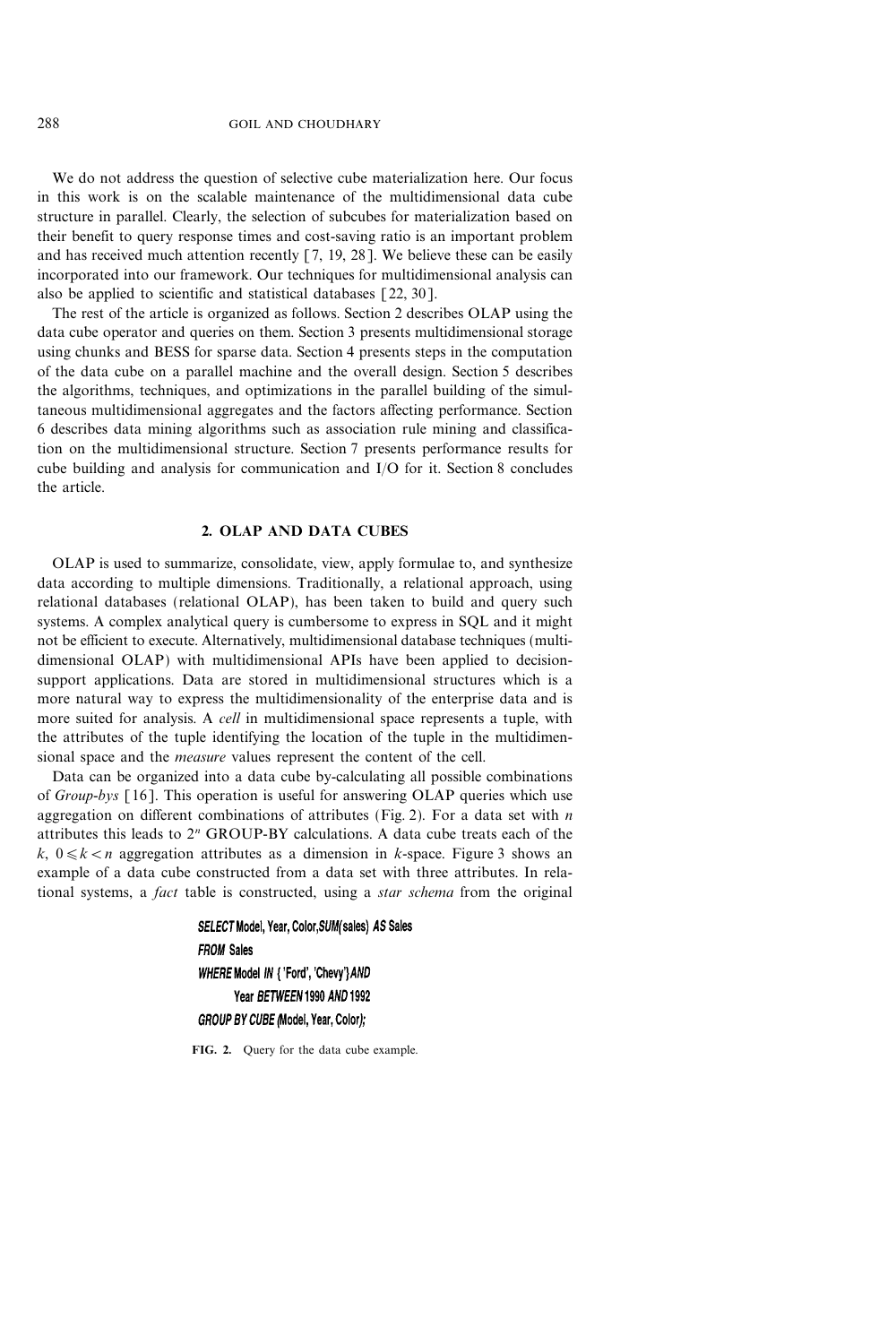We do not address the question of selective cube materialization here. Our focus in this work is on the scalable maintenance of the multidimensional data cube structure in parallel. Clearly, the selection of subcubes for materialization based on their benefit to query response times and cost-saving ratio is an important problem and has received much attention recently [7, 19, 28]. We believe these can be easily incorporated into our framework. Our techniques for multidimensional analysis can also be applied to scientific and statistical databases [22, 30].

The rest of the article is organized as follows. Section 2 describes OLAP using the data cube operator and queries on them. Section 3 presents multidimensional storage using chunks and BESS for sparse data. Section 4 presents steps in the computation of the data cube on a parallel machine and the overall design. Section 5 describes the algorithms, techniques, and optimizations in the parallel building of the simultaneous multidimensional aggregates and the factors affecting performance. Section 6 describes data mining algorithms such as association rule mining and classification on the multidimensional structure. Section 7 presents performance results for cube building and analysis for communication and I/O for it. Section 8 concludes the article.

## 2. OLAP AND DATA CUBES

OLAP is used to summarize, consolidate, view, apply formulae to, and synthesize data according to multiple dimensions. Traditionally, a relational approach, using relational databases (relational OLAP), has been taken to build and query such systems. A complex analytical query is cumbersome to express in SQL and it might not be efficient to execute. Alternatively, multidimensional database techniques (multidimensional OLAP) with multidimensional APIs have been applied to decision-support applications. Data are stored in multidimensional structures which is a more natural way to express the multidimensionality of the enterprise data and is more suited for analysis. A *cell* in multidimensional space represents a tuple, with the attributes of the tuple identifying the location of the tuple in the multidimensional space and the *measure* values represent the content of the cell.

Data can be organized into a data cube by-calculating all possible combinations of *Group-bys* [16]. This operation is useful for answering OLAP queries which use aggregation on different combinations of attributes (Fig. 2). For a data set with $n$ attributes this leads to $2^n$ GROUP-BY calculations. A data cube treats each of the $k$, $0 \leqslant k < n$ aggregation attributes as a dimension in $k$-space. Figure 3 shows an example of a data cube constructed from a data set with three attributes. In relational systems, a *fact* table is constructed, using a *star schema* from the original

```
SELECT Model, Year, Color, SUM(sales) AS Sales
FROM Sales
WHERE Model IN {'Ford', 'Chevy'} AND
      Year BETWEEN 1990 AND 1992
GROUP BY CUBE (Model, Year, Color);
```

FIG. 2. Query for the data cube example.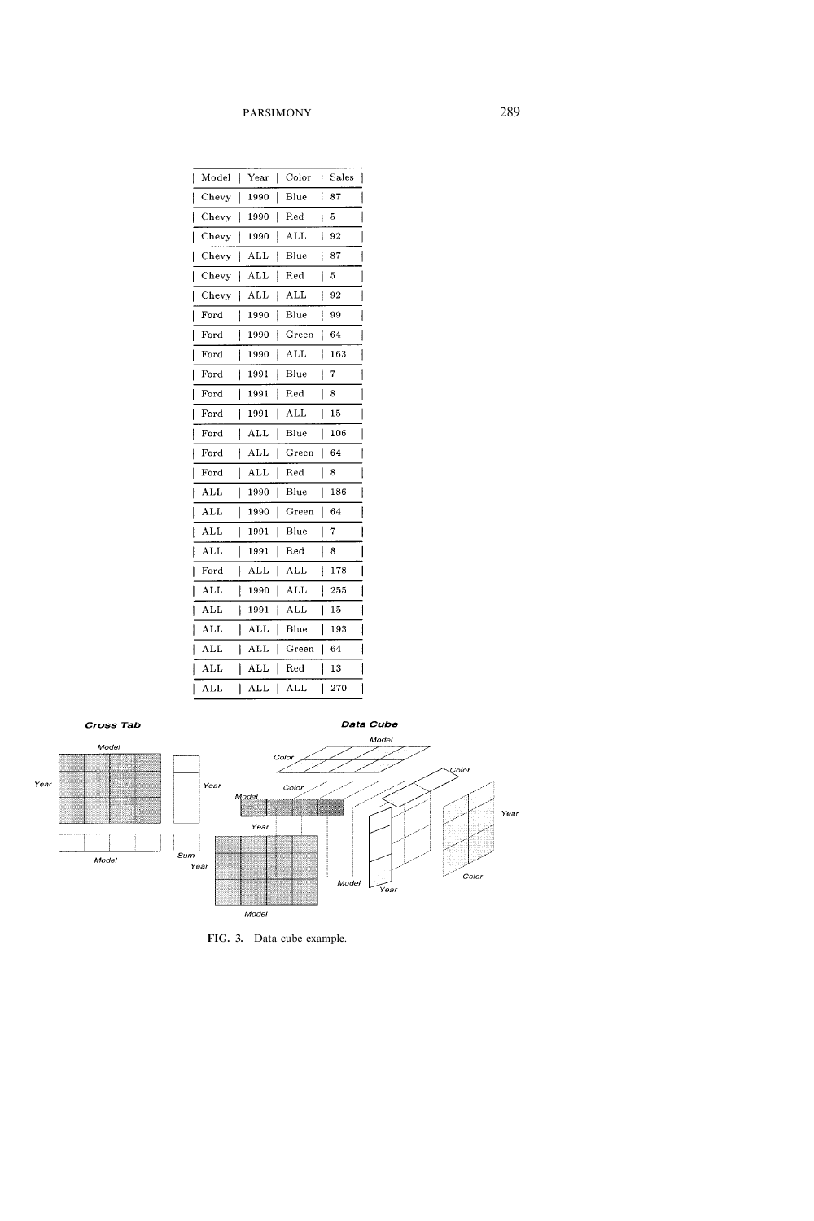| Model | Year | Color | Sales |
| --- | --- | --- | --- |
| Chevy | 1990 | Blue | 87 |
| Chevy | 1990 | Red | 5 |
| Chevy | 1990 | ALL | 92 |
| Chevy | ALL | Blue | 87 |
| Chevy | ALL | Red | 5 |
| Chevy | ALL | ALL | 92 |
| Ford | 1990 | Blue | 99 |
| Ford | 1990 | Green | 64 |
| Ford | 1990 | ALL | 163 |
| Ford | 1991 | Blue | 7 |
| Ford | 1991 | Red | 8 |
| Ford | 1991 | ALL | 15 |
| Ford | ALL | Blue | 106 |
| Ford | ALL | Green | 64 |
| Ford | ALL | Red | 8 |
| ALL | 1990 | Blue | 186 |
| ALL | 1990 | Green | 64 |
| ALL | 1991 | Blue | 7 |
| ALL | 1991 | Red | 8 |
| Ford | ALL | ALL | 178 |
| ALL | 1990 | ALL | 255 |
| ALL | 1991 | ALL | 15 |
| ALL | ALL | Blue | 193 |
| ALL | ALL | Green | 64 |
| ALL | ALL | Red | 13 |
| ALL | ALL | ALL | 270 |

**Cross Tab** | **Data Cube**

**FIG. 3.** Data cube example.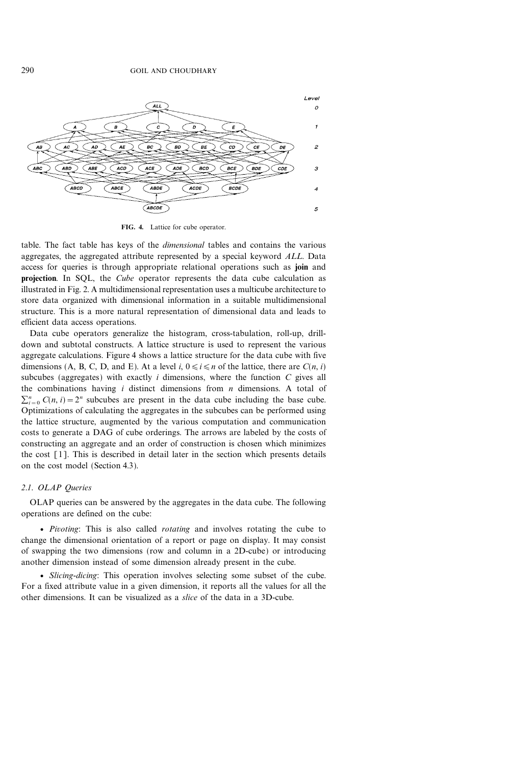FIG. 4. Lattice for cube operator.

table. The fact table has keys of the *dimensional* tables and contains the various aggregates, the aggregated attribute represented by a special keyword *ALL*. Data access for queries is through appropriate relational operations such as **join** and **projection**. In SQL, the *Cube* operator represents the data cube calculation as illustrated in Fig. 2. A multidimensional representation uses a multicube architecture to store data organized with dimensional information in a suitable multidimensional structure. This is a more natural representation of dimensional data and leads to efficient data access operations.

Data cube operators generalize the histogram, cross-tabulation, roll-up, drill-down and subtotal constructs. A lattice structure is used to represent the various aggregate calculations. Figure 4 shows a lattice structure for the data cube with five dimensions (A, B, C, D, and E). At a level $i$, $0 \leqslant i \leqslant n$ of the lattice, there are $C(n, i)$ subcubes (aggregates) with exactly $i$ dimensions, where the function $C$ gives all the combinations having $i$ distinct dimensions from $n$ dimensions. A total of $\sum_{i=0}^{n} C(n, i) = 2^n$ subcubes are present in the data cube including the base cube. Optimizations of calculating the aggregates in the subcubes can be performed using the lattice structure, augmented by the various computation and communication costs to generate a DAG of cube orderings. The arrows are labeled by the costs of constructing an aggregate and an order of construction is chosen which minimizes the cost [1]. This is described in detail later in the section which presents details on the cost model (Section 4.3).

### 2.1. OLAP Queries

OLAP queries can be answered by the aggregates in the data cube. The following operations are defined on the cube:

- *Pivoting*: This is also called *rotating* and involves rotating the cube to change the dimensional orientation of a report or page on display. It may consist of swapping the two dimensions (row and column in a 2D-cube) or introducing another dimension instead of some dimension already present in the cube.

- *Slicing-dicing*: This operation involves selecting some subset of the cube. For a fixed attribute value in a given dimension, it reports all the values for all the other dimensions. It can be visualized as a *slice* of the data in a 3D-cube.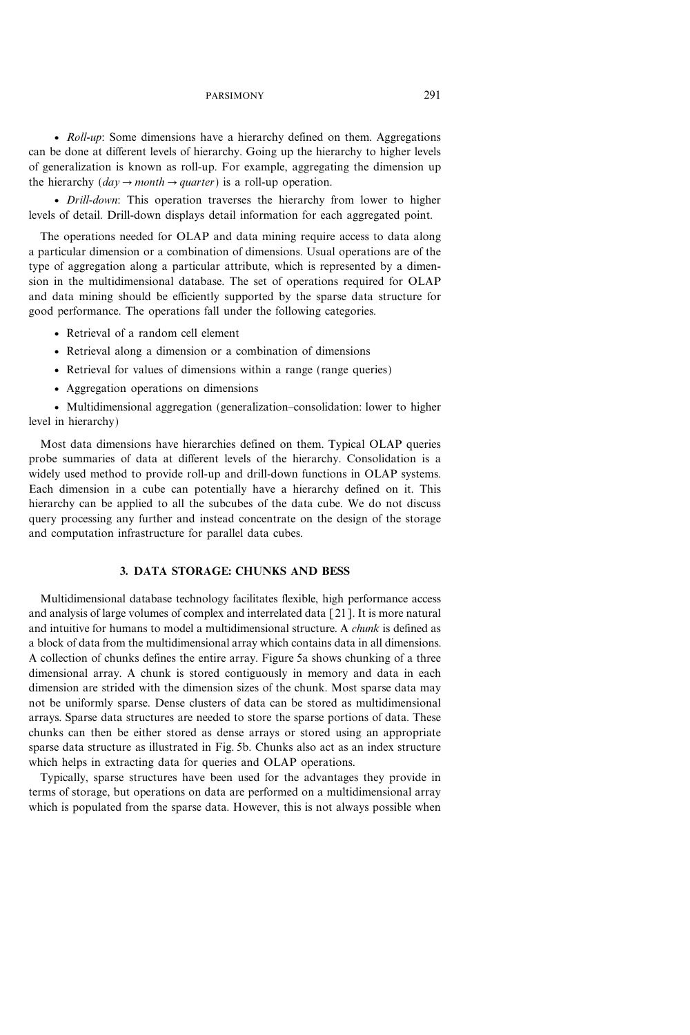- *Roll-up*: Some dimensions have a hierarchy defined on them. Aggregations can be done at different levels of hierarchy. Going up the hierarchy to higher levels of generalization is known as roll-up. For example, aggregating the dimension up the hierarchy ($day \rightarrow month \rightarrow quarter$) is a roll-up operation.

- *Drill-down*: This operation traverses the hierarchy from lower to higher levels of detail. Drill-down displays detail information for each aggregated point.

The operations needed for OLAP and data mining require access to data along a particular dimension or a combination of dimensions. Usual operations are of the type of aggregation along a particular attribute, which is represented by a dimension in the multidimensional database. The set of operations required for OLAP and data mining should be efficiently supported by the sparse data structure for good performance. The operations fall under the following categories.

- Retrieval of a random cell element
- Retrieval along a dimension or a combination of dimensions
- Retrieval for values of dimensions within a range (range queries)
- Aggregation operations on dimensions
- Multidimensional aggregation (generalization–consolidation: lower to higher level in hierarchy)

Most data dimensions have hierarchies defined on them. Typical OLAP queries probe summaries of data at different levels of the hierarchy. Consolidation is a widely used method to provide roll-up and drill-down functions in OLAP systems. Each dimension in a cube can potentially have a hierarchy defined on it. This hierarchy can be applied to all the subcubes of the data cube. We do not discuss query processing any further and instead concentrate on the design of the storage and computation infrastructure for parallel data cubes.

## 3. DATA STORAGE: CHUNKS AND BESS

Multidimensional database technology facilitates flexible, high performance access and analysis of large volumes of complex and interrelated data [21]. It is more natural and intuitive for humans to model a multidimensional structure. A *chunk* is defined as a block of data from the multidimensional array which contains data in all dimensions. A collection of chunks defines the entire array. Figure 5a shows chunking of a three dimensional array. A chunk is stored contiguously in memory and data in each dimension are strided with the dimension sizes of the chunk. Most sparse data may not be uniformly sparse. Dense clusters of data can be stored as multidimensional arrays. Sparse data structures are needed to store the sparse portions of data. These chunks can then be either stored as dense arrays or stored using an appropriate sparse data structure as illustrated in Fig. 5b. Chunks also act as an index structure which helps in extracting data for queries and OLAP operations.

Typically, sparse structures have been used for the advantages they provide in terms of storage, but operations on data are performed on a multidimensional array which is populated from the sparse data. However, this is not always possible when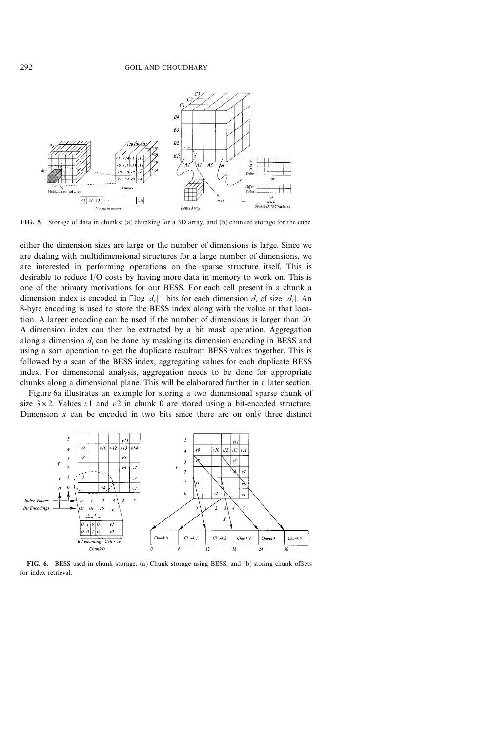FIG. 5. Storage of data in chunks: (a) chunking for a 3D array, and (b) chunked storage for the cube.

either the dimension sizes are large or the number of dimensions is large. Since we are dealing with multidimensional structures for a large number of dimensions, we are interested in performing operations on the sparse structure itself. This is desirable to reduce I/O costs by having more data in memory to work on. This is one of the primary motivations for our BESS. For each cell present in a chunk a dimension index is encoded in $\lceil \log |d_i| \rceil$ bits for each dimension $d_i$ of size $|d_i|$. An 8-byte encoding is used to store the BESS index along with the value at that location. A larger encoding can be used if the number of dimensions is larger than 20. A dimension index can then be extracted by a bit mask operation. Aggregation along a dimension $d_i$ can be done by masking its dimension encoding in BESS and using a sort operation to get the duplicate resultant BESS values together. This is followed by a scan of the BESS index, aggregating values for each duplicate BESS index. For dimensional analysis, aggregation needs to be done for appropriate chunks along a dimensional plane. This will be elaborated further in a later section.

Figure 6a illustrates an example for storing a two dimensional sparse chunk of size $3 \times 2$. Values $v1$ and $v2$ in chunk 0 are stored using a bit-encoded structure. Dimension $x$ can be encoded in two bits since there are on only three distinct

FIG. 6. BESS used in chunk storage: (a) Chunk storage using BESS, and (b) storing chunk offsets for index retrieval.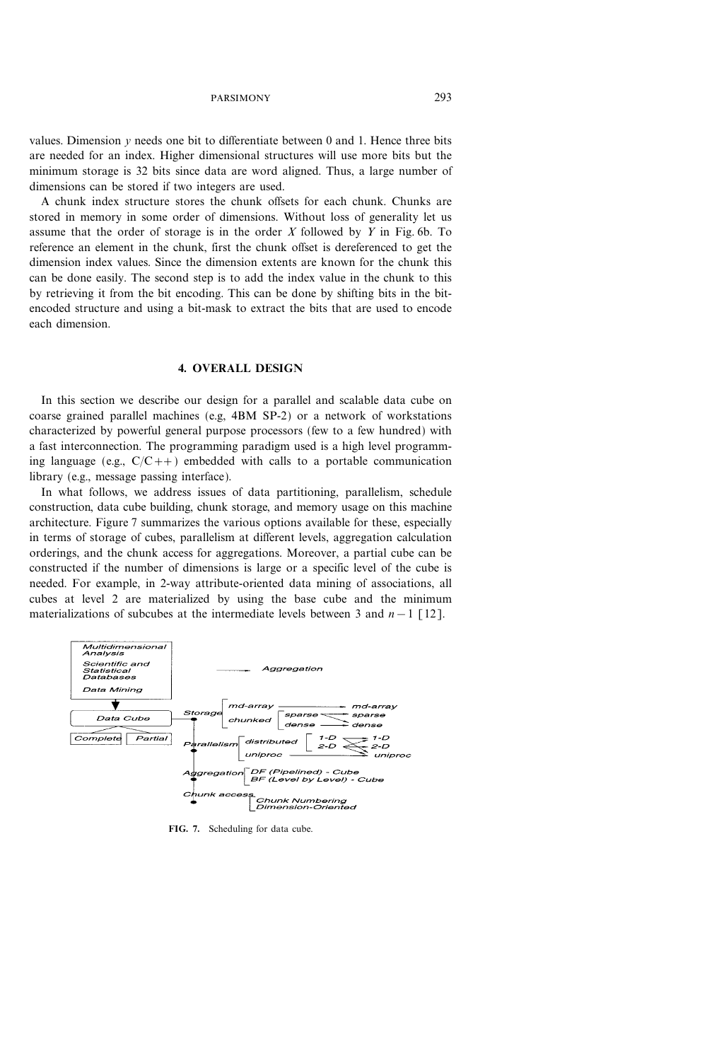values. Dimension $y$ needs one bit to differentiate between 0 and 1. Hence three bits are needed for an index. Higher dimensional structures will use more bits but the minimum storage is 32 bits since data are word aligned. Thus, a large number of dimensions can be stored if two integers are used.

A chunk index structure stores the chunk offsets for each chunk. Chunks are stored in memory in some order of dimensions. Without loss of generality let us assume that the order of storage is in the order $X$ followed by $Y$ in Fig. 6b. To reference an element in the chunk, first the chunk offset is dereferenced to get the dimension index values. Since the dimension extents are known for the chunk this can be done easily. The second step is to add the index value in the chunk to this by retrieving it from the bit encoding. This can be done by shifting bits in the bit-encoded structure and using a bit-mask to extract the bits that are used to encode each dimension.

## 4. OVERALL DESIGN

In this section we describe our design for a parallel and scalable data cube on coarse grained parallel machines (e.g, 4BM SP-2) or a network of workstations characterized by powerful general purpose processors (few to a few hundred) with a fast interconnection. The programming paradigm used is a high level programming language (e.g., C/C++) embedded with calls to a portable communication library (e.g., message passing interface).

In what follows, we address issues of data partitioning, parallelism, schedule construction, data cube building, chunk storage, and memory usage on this machine architecture. Figure 7 summarizes the various options available for these, especially in terms of storage of cubes, parallelism at different levels, aggregation calculation orderings, and the chunk access for aggregations. Moreover, a partial cube can be constructed if the number of dimensions is large or a specific level of the cube is needed. For example, in 2-way attribute-oriented data mining of associations, all cubes at level 2 are materialized by using the base cube and the minimum materializations of subcubes at the intermediate levels between 3 and $n-1$ [12].

Multidimensional Analysis
Scientific and Statistical Databases
Data Mining

Data Cube
Complete | Partial

Aggregation

Storage: md-array → md-array; chunked: sparse → sparse, dense → dense

Parallelism: distributed (1-D, 2-D) → 1-D, 2-D; uniproc → uniproc

Aggregation: DF (Pipelined) - Cube; BF (Level by Level) - Cube

Chunk access: Chunk Numbering; Dimension-Oriented

**FIG. 7.** Scheduling for data cube.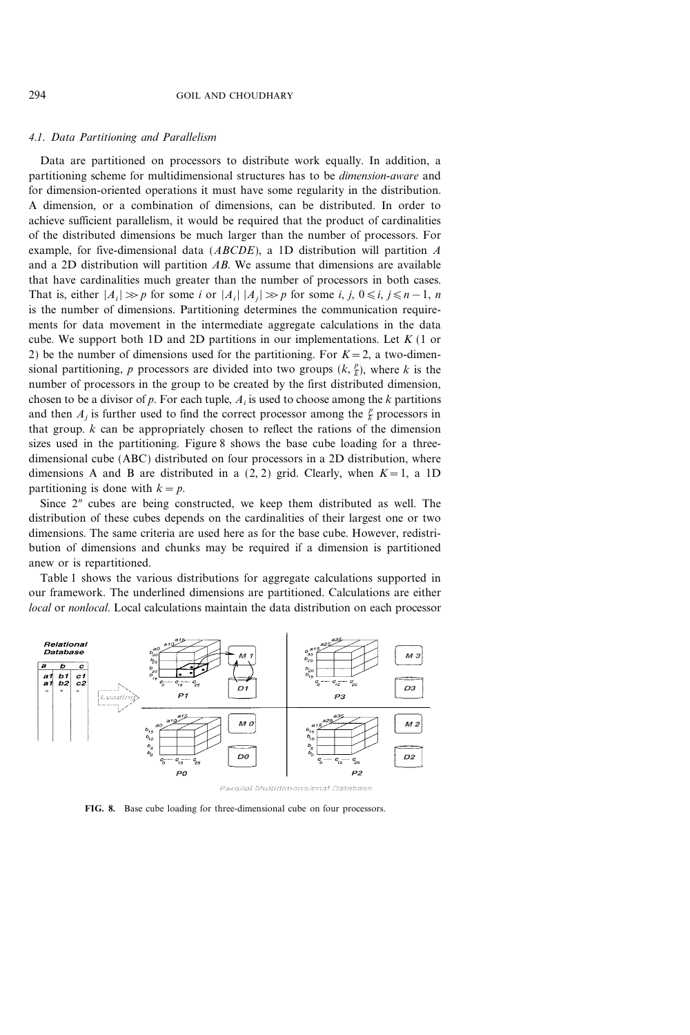### 4.1. Data Partitioning and Parallelism

Data are partitioned on processors to distribute work equally. In addition, a partitioning scheme for multidimensional structures has to be *dimension-aware* and for dimension-oriented operations it must have some regularity in the distribution. A dimension, or a combination of dimensions, can be distributed. In order to achieve sufficient parallelism, it would be required that the product of cardinalities of the distributed dimensions be much larger than the number of processors. For example, for five-dimensional data (*ABCDE*), a 1D distribution will partition *A* and a 2D distribution will partition *AB*. We assume that dimensions are available that have cardinalities much greater than the number of processors in both cases. That is, either $|A_i| \gg p$ for some $i$ or $|A_i|\,|A_j| \gg p$ for some $i, j$, $0 \leqslant i, j \leqslant n-1$, $n$ is the number of dimensions. Partitioning determines the communication requirements for data movement in the intermediate aggregate calculations in the data cube. We support both 1D and 2D partitions in our implementations. Let $K$ (1 or 2) be the number of dimensions used for the partitioning. For $K = 2$, a two-dimensional partitioning, $p$ processors are divided into two groups $(k, \frac{p}{k})$, where $k$ is the number of processors in the group to be created by the first distributed dimension, chosen to be a divisor of $p$. For each tuple, $A_i$ is used to choose among the $k$ partitions and then $A_j$ is further used to find the correct processor among the $\frac{p}{k}$ processors in that group. $k$ can be appropriately chosen to reflect the rations of the dimension sizes used in the partitioning. Figure 8 shows the base cube loading for a three-dimensional cube (ABC) distributed on four processors in a 2D distribution, where dimensions A and B are distributed in a (2, 2) grid. Clearly, when $K = 1$, a 1D partitioning is done with $k = p$.

Since $2^n$ cubes are being constructed, we keep them distributed as well. The distribution of these cubes depends on the cardinalities of their largest one or two dimensions. The same criteria are used here as for the base cube. However, redistribution of dimensions and chunks may be required if a dimension is partitioned anew or is repartitioned.

Table 1 shows the various distributions for aggregate calculations supported in our framework. The underlined dimensions are partitioned. Calculations are either *local* or *nonlocal*. Local calculations maintain the data distribution on each processor

**FIG. 8.** Base cube loading for three-dimensional cube on four processors.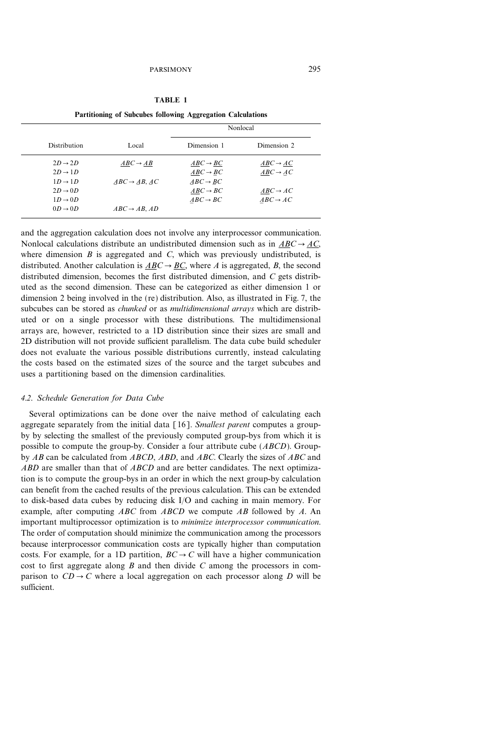**TABLE 1**

**Partitioning of Subcubes following Aggregation Calculations**

| Distribution | Local | Nonlocal | |
|---|---|---|---|
| | | Dimension 1 | Dimension 2 |
| $2D \to 2D$ | $\underline{AB}C \to \underline{AB}$ | $\underline{AB}C \to \underline{BC}$ | $\underline{AB}C \to \underline{AC}$ |
| $2D \to 1D$ | | $\underline{AB}C \to \underline{B}C$ | $\underline{AB}C \to \underline{A}C$ |
| $1D \to 1D$ | $\underline{A}BC \to \underline{A}B, \underline{A}C$ | $\underline{A}BC \to \underline{B}C$ | |
| $2D \to 0D$ | | $\underline{AB}C \to BC$ | $\underline{AB}C \to AC$ |
| $1D \to 0D$ | | $\underline{A}BC \to BC$ | $\underline{A}BC \to AC$ |
| $0D \to 0D$ | $ABC \to AB, AD$ | | |

and the aggregation calculation does not involve any interprocessor communication. Nonlocal calculations distribute an undistributed dimension such as in $\underline{AB}C \to \underline{AC}$, where dimension $B$ is aggregated and $C$, which was previously undistributed, is distributed. Another calculation is $\underline{AB}C \to \underline{BC}$, where $A$ is aggregated, $B$, the second distributed dimension, becomes the first distributed dimension, and $C$ gets distributed as the second dimension. These can be categorized as either dimension 1 or dimension 2 being involved in the (re) distribution. Also, as illustrated in Fig. 7, the subcubes can be stored as *chunked* or as *multidimensional arrays* which are distributed or on a single processor with these distributions. The multidimensional arrays are, however, restricted to a 1D distribution since their sizes are small and 2D distribution will not provide sufficient parallelism. The data cube build scheduler does not evaluate the various possible distributions currently, instead calculating the costs based on the estimated sizes of the source and the target subcubes and uses a partitioning based on the dimension cardinalities.

### 4.2. Schedule Generation for Data Cube

Several optimizations can be done over the naive method of calculating each aggregate separately from the initial data [16]. *Smallest parent* computes a group-by by selecting the smallest of the previously computed group-bys from which it is possible to compute the group-by. Consider a four attribute cube ($ABCD$). Group-by $AB$ can be calculated from $ABCD$, $ABD$, and $ABC$. Clearly the sizes of $ABC$ and $ABD$ are smaller than that of $ABCD$ and are better candidates. The next optimization is to compute the group-bys in an order in which the next group-by calculation can benefit from the cached results of the previous calculation. This can be extended to disk-based data cubes by reducing disk I/O and caching in main memory. For example, after computing $ABC$ from $ABCD$ we compute $AB$ followed by $A$. An important multiprocessor optimization is to *minimize interprocessor communication*. The order of computation should minimize the communication among the processors because interprocessor communication costs are typically higher than computation costs. For example, for a 1D partition, $BC \to C$ will have a higher communication cost to first aggregate along $B$ and then divide $C$ among the processors in comparison to $CD \to C$ where a local aggregation on each processor along $D$ will be sufficient.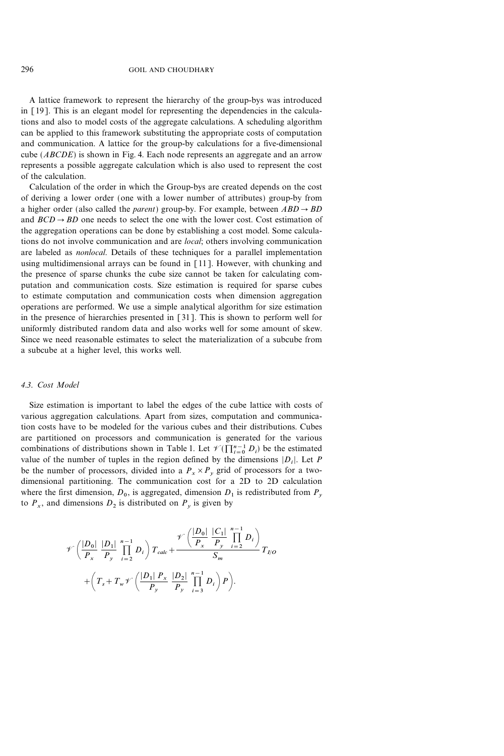A lattice framework to represent the hierarchy of the group-bys was introduced in [19]. This is an elegant model for representing the dependencies in the calculations and also to model costs of the aggregate calculations. A scheduling algorithm can be applied to this framework substituting the appropriate costs of computation and communication. A lattice for the group-by calculations for a five-dimensional cube ($ABCDE$) is shown in Fig. 4. Each node represents an aggregate and an arrow represents a possible aggregate calculation which is also used to represent the cost of the calculation.

Calculation of the order in which the Group-bys are created depends on the cost of deriving a lower order (one with a lower number of attributes) group-by from a higher order (also called the *parent*) group-by. For example, between $ABD \rightarrow BD$ and $BCD \rightarrow BD$ one needs to select the one with the lower cost. Cost estimation of the aggregation operations can be done by establishing a cost model. Some calculations do not involve communication and are *local*; others involving communication are labeled as *nonlocal*. Details of these techniques for a parallel implementation using multidimensional arrays can be found in [11]. However, with chunking and the presence of sparse chunks the cube size cannot be taken for calculating computation and communication costs. Size estimation is required for sparse cubes to estimate computation and communication costs when dimension aggregation operations are performed. We use a simple analytical algorithm for size estimation in the presence of hierarchies presented in [31]. This is shown to perform well for uniformly distributed random data and also works well for some amount of skew. Since we need reasonable estimates to select the materialization of a subcube from a subcube at a higher level, this works well.

### 4.3. Cost Model

Size estimation is important to label the edges of the cube lattice with costs of various aggregation calculations. Apart from sizes, computation and communication costs have to be modeled for the various cubes and their distributions. Cubes are partitioned on processors and communication is generated for the various combinations of distributions shown in Table 1. Let $\mathscr{V}(\prod_{i=0}^{n-1} D_i)$ be the estimated value of the number of tuples in the region defined by the dimensions $|D_i|$. Let $P$ be the number of processors, divided into a $P_x \times P_y$ grid of processors for a two-dimensional partitioning. The communication cost for a 2D to 2D calculation where the first dimension, $D_0$, is aggregated, dimension $D_1$ is redistributed from $P_y$ to $P_x$, and dimensions $D_2$ is distributed on $P_y$ is given by

$$\mathscr{V}\left(\frac{|D_0|}{P_x}\,\frac{|D_1|}{P_y}\prod_{i=2}^{n-1} D_i\right) T_{calc} + \frac{\mathscr{V}\left(\frac{|D_0|}{P_x}\,\frac{|C_1|}{P_y}\prod_{i=2}^{n-1} D_i\right)}{S_m} T_{I/O}$$
$$+ \left(T_s + T_w \mathscr{V}\left(\frac{|D_1|\,P_x}{P_y}\,\frac{|D_2|}{P_y}\prod_{i=3}^{n-1} D_i\right) P\right).$$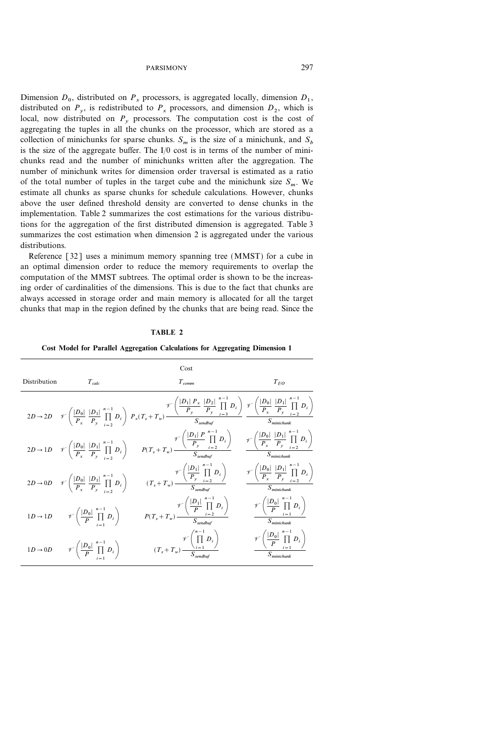Dimension $D_0$, distributed on $P_x$ processors, is aggregated locally, dimension $D_1$, distributed on $P_y$, is redistributed to $P_x$ processors, and dimension $D_2$, which is local, now distributed on $P_y$ processors. The computation cost is the cost of aggregating the tuples in all the chunks on the processor, which are stored as a collection of minichunks for sparse chunks. $S_m$ is the size of a minichunk, and $S_b$ is the size of the aggregate buffer. The I/0 cost is in terms of the number of minichunks read and the number of minichunks written after the aggregation. The number of minichunk writes for dimension order traversal is estimated as a ratio of the total number of tuples in the target cube and the minichunk size $S_m$. We estimate all chunks as sparse chunks for schedule calculations. However, chunks above the user defined threshold density are converted to dense chunks in the implementation. Table 2 summarizes the cost estimations for the various distributions for the aggregation of the first distributed dimension is aggregated. Table 3 summarizes the cost estimation when dimension 2 is aggregated under the various distributions.

Reference [32] uses a minimum memory spanning tree (MMST) for a cube in an optimal dimension order to reduce the memory requirements to overlap the computation of the MMST subtrees. The optimal order is shown to be the increasing order of cardinalities of the dimensions. This is due to the fact that chunks are always accessed in storage order and main memory is allocated for all the target chunks that map in the region defined by the chunks that are being read. Since the

**TABLE 2**

**Cost Model for Parallel Aggregation Calculations for Aggregating Dimension 1**

| Distribution | Cost $T_{calc}$ | $T_{comm}$ | $T_{I/O}$ |
|---|---|---|---|
| $2D \to 2D$ | $\mathscr{V}\left(\frac{\lvert D_0\rvert}{P_x}\frac{\lvert D_1\rvert}{P_y}\prod_{i=2}^{n-1} D_i\right)$ | $P_x(T_s+T_w)\dfrac{\mathscr{V}\left(\frac{\lvert D_1\rvert\, P_x}{P_y}\frac{\lvert D_2\rvert}{P_y}\prod_{i=3}^{n-1} D_i\right)}{S_{sendbuf}}$ | $\dfrac{\mathscr{V}\left(\frac{\lvert D_0\rvert}{P_x}\frac{\lvert D_1\rvert}{P_y}\prod_{i=2}^{n-1} D_i\right)}{S_{minichunk}}$ |
| $2D \to 1D$ | $\mathscr{V}\left(\frac{\lvert D_0\rvert}{P_x}\frac{\lvert D_1\rvert}{P_y}\prod_{i=2}^{n-1} D_i\right)$ | $P(T_s+T_w)\dfrac{\mathscr{V}\left(\frac{\lvert D_1\rvert\, P}{P_y}\prod_{i=2}^{n-1} D_i\right)}{S_{sendbuf}}$ | $\dfrac{\mathscr{V}\left(\frac{\lvert D_0\rvert}{P_x}\frac{\lvert D_1\rvert}{P_y}\prod_{i=2}^{n-1} D_i\right)}{S_{minichunk}}$ |
| $2D \to 0D$ | $\mathscr{V}\left(\frac{\lvert D_0\rvert}{P_x}\frac{\lvert D_1\rvert}{P_y}\prod_{i=2}^{n-1} D_i\right)$ | $(T_s+T_w)\dfrac{\mathscr{V}\left(\frac{\lvert D_1\rvert}{P_y}\prod_{i=2}^{n-1} D_i\right)}{S_{sendbuf}}$ | $\dfrac{\mathscr{V}\left(\frac{\lvert D_0\rvert}{P_x}\frac{\lvert D_1\rvert}{P_y}\prod_{i=2}^{n-1} D_i\right)}{S_{minichunk}}$ |
| $1D \to 1D$ | $\mathscr{V}\left(\frac{\lvert D_0\rvert}{P}\prod_{i=1}^{n-1} D_i\right)$ | $P(T_s+T_w)\dfrac{\mathscr{V}\left(\frac{\lvert D_1\rvert}{P}\prod_{i=2}^{n-1} D_i\right)}{S_{sendbuf}}$ | $\dfrac{\mathscr{V}\left(\frac{\lvert D_0\rvert}{P}\prod_{i=1}^{n-1} D_i\right)}{S_{minichunk}}$ |
| $1D \to 0D$ | $\mathscr{V}\left(\frac{\lvert D_0\rvert}{P}\prod_{i=1}^{n-1} D_i\right)$ | $(T_s+T_w)\dfrac{\mathscr{V}\left(\prod_{i=1}^{n-1} D_i\right)}{S_{sendbuf}}$ | $\dfrac{\mathscr{V}\left(\frac{\lvert D_0\rvert}{P}\prod_{i=1}^{n-1} D_i\right)}{S_{minichunk}}$ |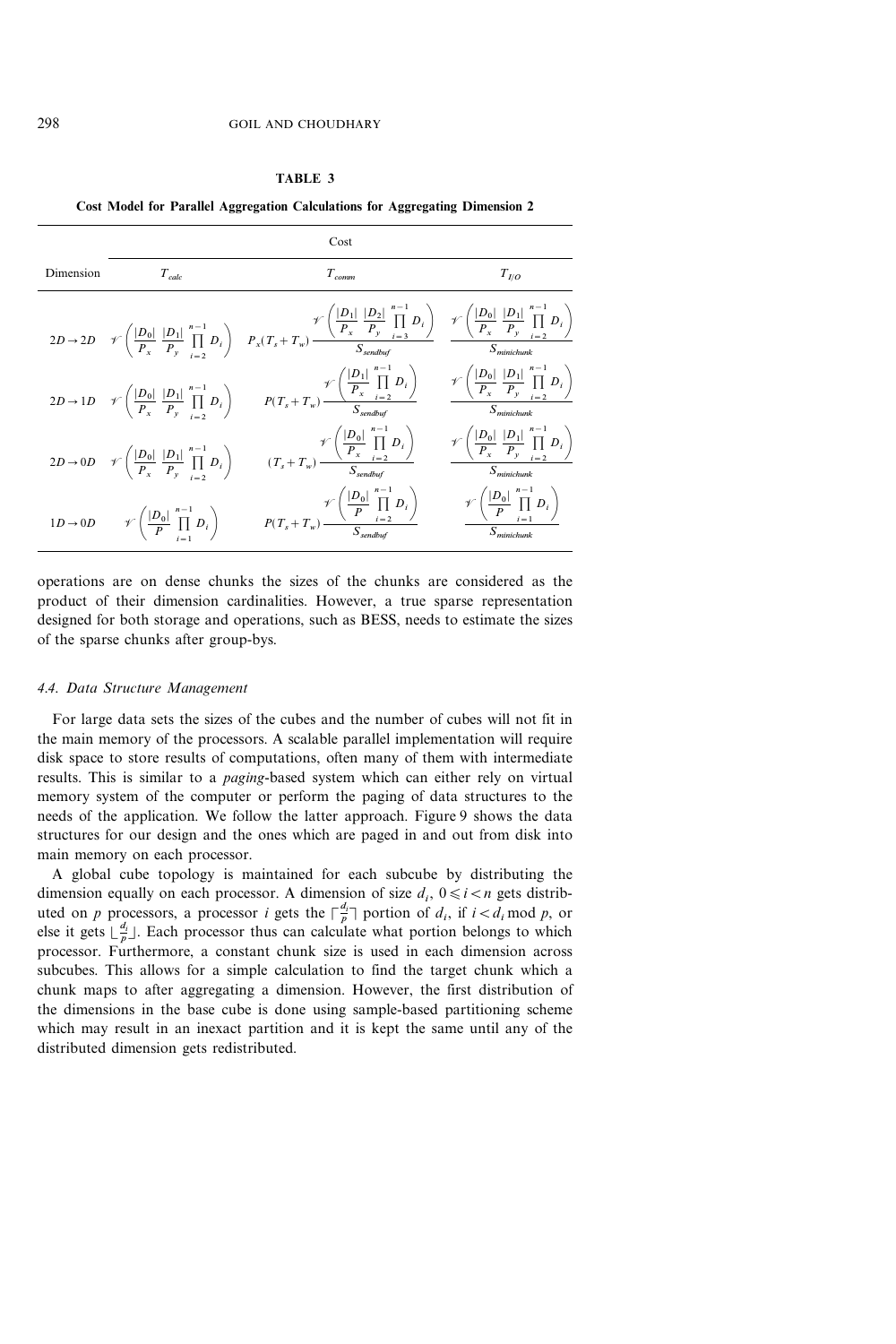**TABLE 3**

**Cost Model for Parallel Aggregation Calculations for Aggregating Dimension 2**

| Dimension | Cost $T_{calc}$ | $T_{comm}$ | $T_{I/O}$ |
|---|---|---|---|
| $2D \rightarrow 2D$ | $\mathcal{V}\left(\frac{\lvert D_0\rvert}{P_x}\frac{\lvert D_1\rvert}{P_y}\prod_{i=2}^{n-1} D_i\right)$ | $P_x(T_s+T_w)\frac{\mathcal{V}\left(\frac{\lvert D_1\rvert}{P_x}\frac{\lvert D_2\rvert}{P_y}\prod_{i=3}^{n-1} D_i\right)}{S_{sendbuf}}$ | $\frac{\mathcal{V}\left(\frac{\lvert D_0\rvert}{P_x}\frac{\lvert D_1\rvert}{P_y}\prod_{i=2}^{n-1} D_i\right)}{S_{minichunk}}$ |
| $2D \rightarrow 1D$ | $\mathcal{V}\left(\frac{\lvert D_0\rvert}{P_x}\frac{\lvert D_1\rvert}{P_y}\prod_{i=2}^{n-1} D_i\right)$ | $P(T_s+T_w)\frac{\mathcal{V}\left(\frac{\lvert D_1\rvert}{P_x}\prod_{i=2}^{n-1} D_i\right)}{S_{sendbuf}}$ | $\frac{\mathcal{V}\left(\frac{\lvert D_0\rvert}{P_x}\frac{\lvert D_1\rvert}{P_y}\prod_{i=2}^{n-1} D_i\right)}{S_{minichunk}}$ |
| $2D \rightarrow 0D$ | $\mathcal{V}\left(\frac{\lvert D_0\rvert}{P_x}\frac{\lvert D_1\rvert}{P_y}\prod_{i=2}^{n-1} D_i\right)$ | $(T_s+T_w)\frac{\mathcal{V}\left(\frac{\lvert D_0\rvert}{P_x}\prod_{i=2}^{n-1} D_i\right)}{S_{sendbuf}}$ | $\frac{\mathcal{V}\left(\frac{\lvert D_0\rvert}{P_x}\frac{\lvert D_1\rvert}{P_y}\prod_{i=2}^{n-1} D_i\right)}{S_{minichunk}}$ |
| $1D \rightarrow 0D$ | $\mathcal{V}\left(\frac{\lvert D_0\rvert}{P}\prod_{i=1}^{n-1} D_i\right)$ | $P(T_s+T_w)\frac{\mathcal{V}\left(\frac{\lvert D_0\rvert}{P}\prod_{i=2}^{n-1} D_i\right)}{S_{sendbuf}}$ | $\frac{\mathcal{V}\left(\frac{\lvert D_0\rvert}{P}\prod_{i=1}^{n-1} D_i\right)}{S_{minichunk}}$ |

operations are on dense chunks the sizes of the chunks are considered as the product of their dimension cardinalities. However, a true sparse representation designed for both storage and operations, such as BESS, needs to estimate the sizes of the sparse chunks after group-bys.

### 4.4. Data Structure Management

For large data sets the sizes of the cubes and the number of cubes will not fit in the main memory of the processors. A scalable parallel implementation will require disk space to store results of computations, often many of them with intermediate results. This is similar to a *paging*-based system which can either rely on virtual memory system of the computer or perform the paging of data structures to the needs of the application. We follow the latter approach. Figure 9 shows the data structures for our design and the ones which are paged in and out from disk into main memory on each processor.

A global cube topology is maintained for each subcube by distributing the dimension equally on each processor. A dimension of size $d_i$, $0 \leqslant i < n$ gets distributed on $p$ processors, a processor $i$ gets the $\lceil \frac{d_i}{p} \rceil$ portion of $d_i$, if $i < d_i \bmod p$, or else it gets $\lfloor \frac{d_i}{p} \rfloor$. Each processor thus can calculate what portion belongs to which processor. Furthermore, a constant chunk size is used in each dimension across subcubes. This allows for a simple calculation to find the target chunk which a chunk maps to after aggregating a dimension. However, the first distribution of the dimensions in the base cube is done using sample-based partitioning scheme which may result in an inexact partition and it is kept the same until any of the distributed dimension gets redistributed.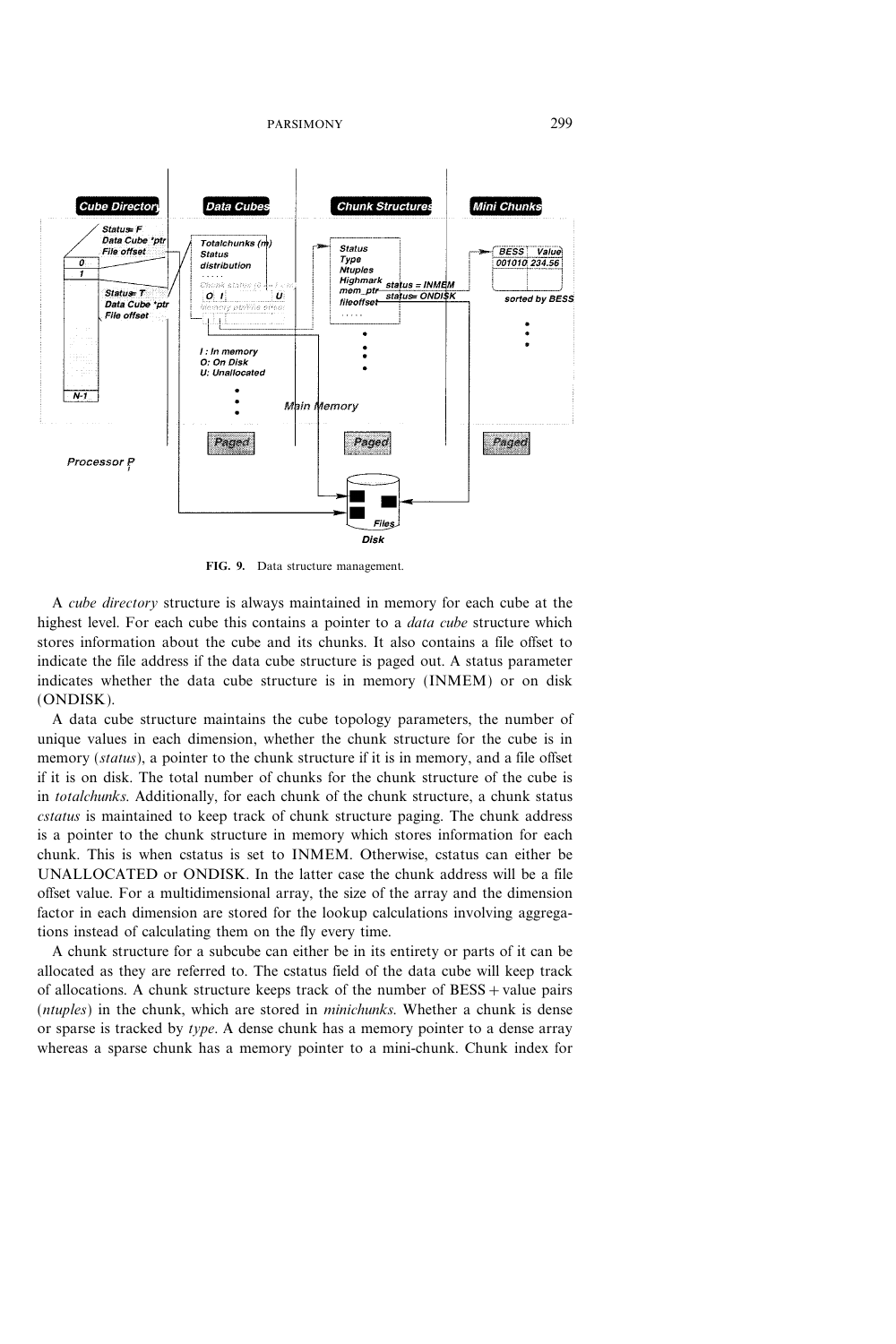Cube Directory

Status= F
Data Cube *ptr
File offset

0
1

Status= T
Data Cube *ptr
File offset

N-1

Data Cubes

Totalchunks (m)
Status
distribution

I : In memory
O: On Disk
U: Unallocated

Paged

Chunk Structures

Status
Type
Ntuples
Highmark
mem_ptr
fileoffset

status = INMEM
status= ONDISK

Paged

Mini Chunks

BESS Value
001010 234.56

sorted by BESS

Paged

Main Memory

Processor P

Files
Disk

**FIG. 9.** Data structure management.

A *cube directory* structure is always maintained in memory for each cube at the highest level. For each cube this contains a pointer to a *data cube* structure which stores information about the cube and its chunks. It also contains a file offset to indicate the file address if the data cube structure is paged out. A status parameter indicates whether the data cube structure is in memory (INMEM) or on disk (ONDISK).

A data cube structure maintains the cube topology parameters, the number of unique values in each dimension, whether the chunk structure for the cube is in memory (*status*), a pointer to the chunk structure if it is in memory, and a file offset if it is on disk. The total number of chunks for the chunk structure of the cube is in *totalchunks*. Additionally, for each chunk of the chunk structure, a chunk status *cstatus* is maintained to keep track of chunk structure paging. The chunk address is a pointer to the chunk structure in memory which stores information for each chunk. This is when cstatus is set to INMEM. Otherwise, cstatus can either be UNALLOCATED or ONDISK. In the latter case the chunk address will be a file offset value. For a multidimensional array, the size of the array and the dimension factor in each dimension are stored for the lookup calculations involving aggregations instead of calculating them on the fly every time.

A chunk structure for a subcube can either be in its entirety or parts of it can be allocated as they are referred to. The cstatus field of the data cube will keep track of allocations. A chunk structure keeps track of the number of BESS + value pairs (*ntuples*) in the chunk, which are stored in *minichunks*. Whether a chunk is dense or sparse is tracked by *type*. A dense chunk has a memory pointer to a dense array whereas a sparse chunk has a memory pointer to a mini-chunk. Chunk index for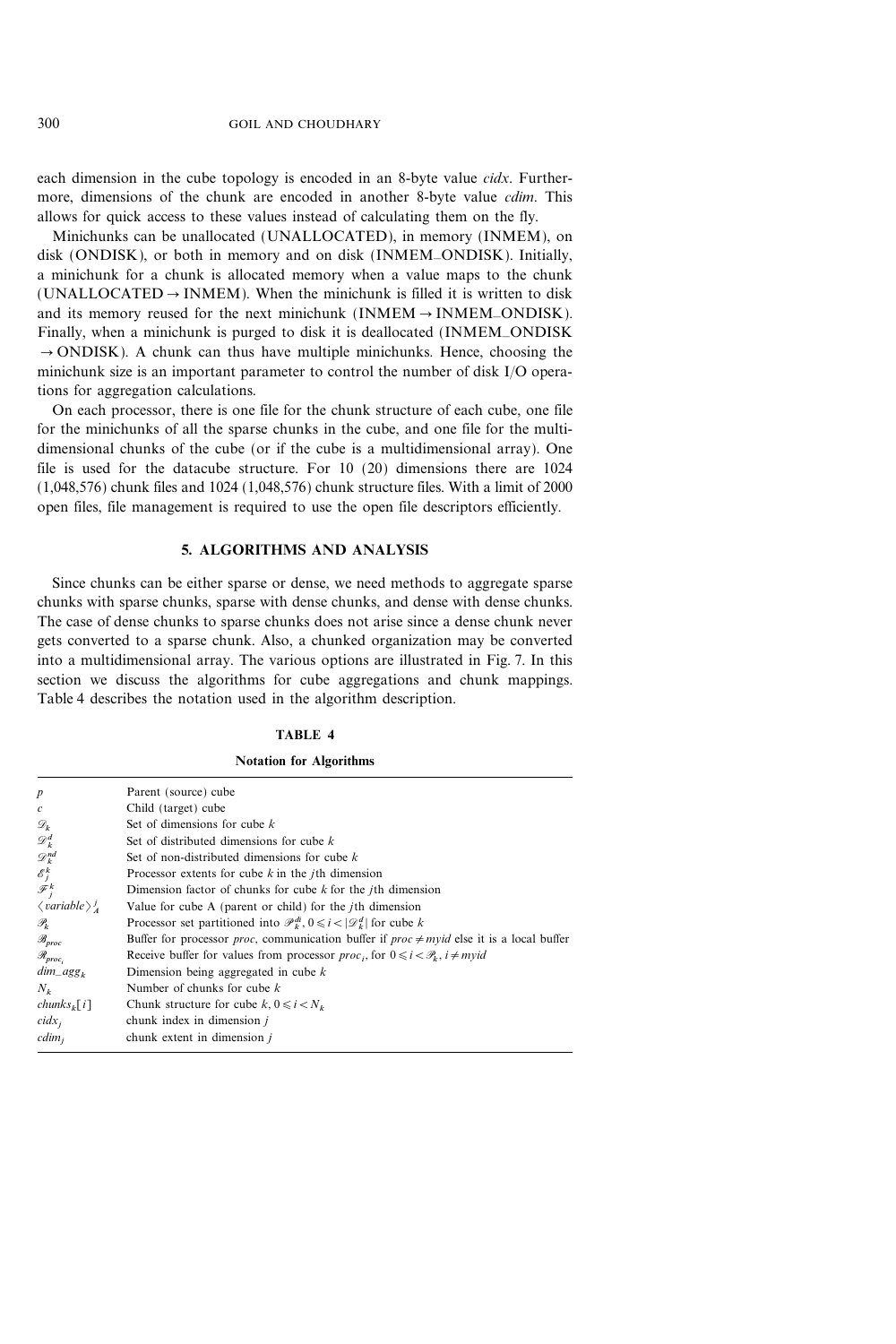each dimension in the cube topology is encoded in an 8-byte value *cidx*. Furthermore, dimensions of the chunk are encoded in another 8-byte value *cdim*. This allows for quick access to these values instead of calculating them on the fly.

Minichunks can be unallocated (UNALLOCATED), in memory (INMEM), on disk (ONDISK), or both in memory and on disk (INMEM_ONDISK). Initially, a minichunk for a chunk is allocated memory when a value maps to the chunk (UNALLOCATED → INMEM). When the minichunk is filled it is written to disk and its memory reused for the next minichunk (INMEM → INMEM_ONDISK). Finally, when a minichunk is purged to disk it is deallocated (INMEM_ONDISK → ONDISK). A chunk can thus have multiple minichunks. Hence, choosing the minichunk size is an important parameter to control the number of disk I/O operations for aggregation calculations.

On each processor, there is one file for the chunk structure of each cube, one file for the minichunks of all the sparse chunks in the cube, and one file for the multidimensional chunks of the cube (or if the cube is a multidimensional array). One file is used for the datacube structure. For 10 (20) dimensions there are 1024 (1,048,576) chunk files and 1024 (1,048,576) chunk structure files. With a limit of 2000 open files, file management is required to use the open file descriptors efficiently.

## 5. ALGORITHMS AND ANALYSIS

Since chunks can be either sparse or dense, we need methods to aggregate sparse chunks with sparse chunks, sparse with dense chunks, and dense with dense chunks. The case of dense chunks to sparse chunks does not arise since a dense chunk never gets converted to a sparse chunk. Also, a chunked organization may be converted into a multidimensional array. The various options are illustrated in Fig. 7. In this section we discuss the algorithms for cube aggregations and chunk mappings. Table 4 describes the notation used in the algorithm description.

**TABLE 4**

**Notation for Algorithms**

| | |
|---|---|
| $p$ | Parent (source) cube |
| $c$ | Child (target) cube |
| $\mathscr{D}_k$ | Set of dimensions for cube $k$ |
| $\mathscr{D}_k^d$ | Set of distributed dimensions for cube $k$ |
| $\mathscr{D}_k^{nd}$ | Set of non-distributed dimensions for cube $k$ |
| $\mathscr{E}_j^k$ | Processor extents for cube $k$ in the $j$th dimension |
| $\mathscr{F}_j^k$ | Dimension factor of chunks for cube $k$ for the $j$th dimension |
| $\langle variable \rangle_A^j$ | Value for cube A (parent or child) for the $j$th dimension |
| $\mathscr{P}_k$ | Processor set partitioned into $\mathscr{P}_k^{di}$, $0 \leqslant i < \lvert\mathscr{D}_k^d\rvert$ for cube $k$ |
| $\mathscr{B}_{proc}$ | Buffer for processor *proc*, communication buffer if $proc \neq myid$ else it is a local buffer |
| $\mathscr{R}_{proc_i}$ | Receive buffer for values from processor $proc_i$, for $0 \leqslant i < \mathscr{P}_k$, $i \neq myid$ |
| $dim\_agg_k$ | Dimension being aggregated in cube $k$ |
| $N_k$ | Number of chunks for cube $k$ |
| $chunks_k[i]$ | Chunk structure for cube $k$, $0 \leqslant i < N_k$ |
| $cidx_j$ | chunk index in dimension $j$ |
| $cdim_j$ | chunk extent in dimension $j$ |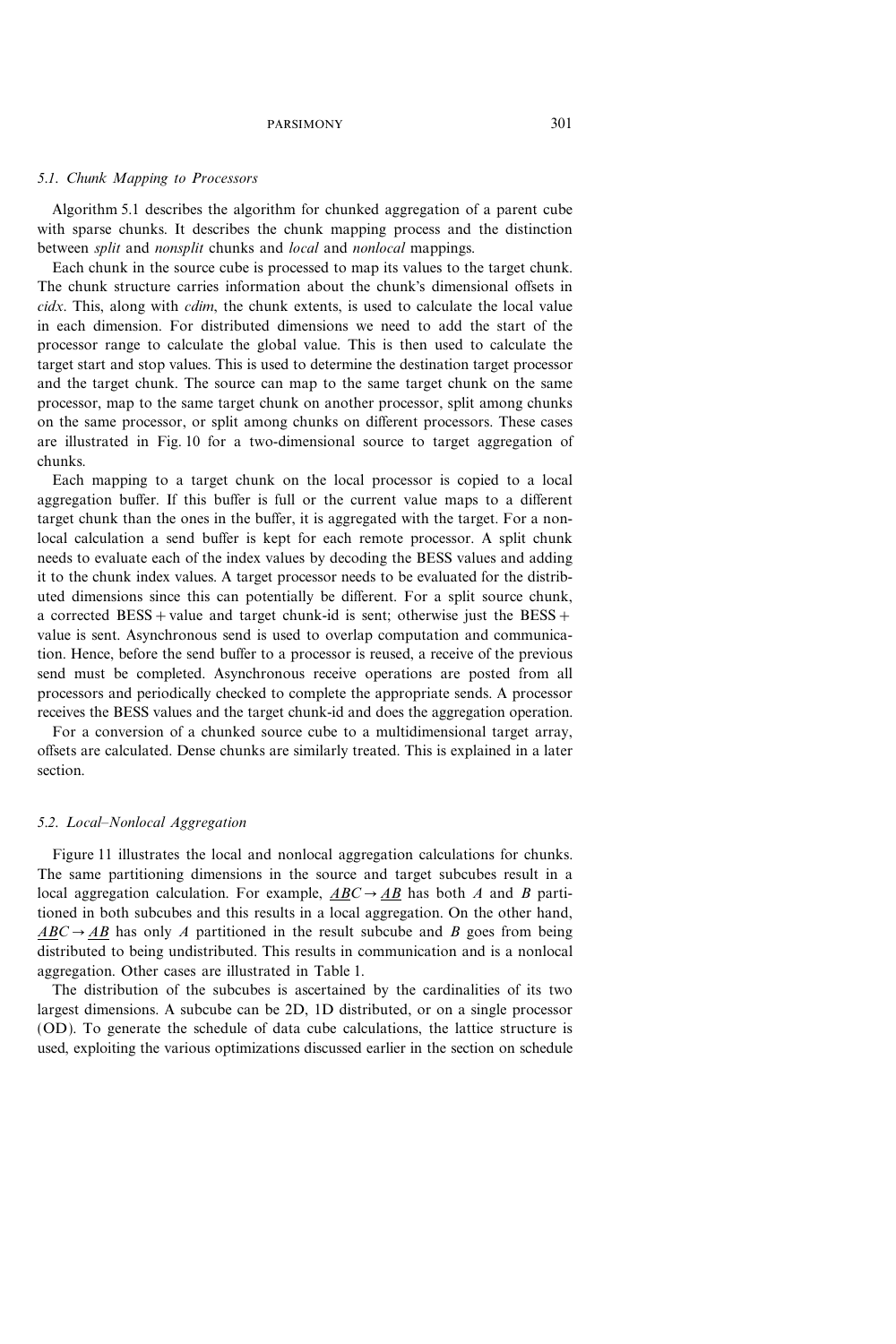### 5.1. Chunk Mapping to Processors

Algorithm 5.1 describes the algorithm for chunked aggregation of a parent cube with sparse chunks. It describes the chunk mapping process and the distinction between *split* and *nonsplit* chunks and *local* and *nonlocal* mappings.

Each chunk in the source cube is processed to map its values to the target chunk. The chunk structure carries information about the chunk's dimensional offsets in *cidx*. This, along with *cdim*, the chunk extents, is used to calculate the local value in each dimension. For distributed dimensions we need to add the start of the processor range to calculate the global value. This is then used to calculate the target start and stop values. This is used to determine the destination target processor and the target chunk. The source can map to the same target chunk on the same processor, map to the same target chunk on another processor, split among chunks on the same processor, or split among chunks on different processors. These cases are illustrated in Fig. 10 for a two-dimensional source to target aggregation of chunks.

Each mapping to a target chunk on the local processor is copied to a local aggregation buffer. If this buffer is full or the current value maps to a different target chunk than the ones in the buffer, it is aggregated with the target. For a nonlocal calculation a send buffer is kept for each remote processor. A split chunk needs to evaluate each of the index values by decoding the BESS values and adding it to the chunk index values. A target processor needs to be evaluated for the distributed dimensions since this can potentially be different. For a split source chunk, a corrected BESS + value and target chunk-id is sent; otherwise just the BESS + value is sent. Asynchronous send is used to overlap computation and communication. Hence, before the send buffer to a processor is reused, a receive of the previous send must be completed. Asynchronous receive operations are posted from all processors and periodically checked to complete the appropriate sends. A processor receives the BESS values and the target chunk-id and does the aggregation operation.

For a conversion of a chunked source cube to a multidimensional target array, offsets are calculated. Dense chunks are similarly treated. This is explained in a later section.

### 5.2. Local–Nonlocal Aggregation

Figure 11 illustrates the local and nonlocal aggregation calculations for chunks. The same partitioning dimensions in the source and target subcubes result in a local aggregation calculation. For example, $\underline{AB}C \rightarrow \underline{AB}$ has both $A$ and $B$ partitioned in both subcubes and this results in a local aggregation. On the other hand, $\underline{AB}C \rightarrow \underline{A}B$ has only $A$ partitioned in the result subcube and $B$ goes from being distributed to being undistributed. This results in communication and is a nonlocal aggregation. Other cases are illustrated in Table 1.

The distribution of the subcubes is ascertained by the cardinalities of its two largest dimensions. A subcube can be 2D, 1D distributed, or on a single processor (OD). To generate the schedule of data cube calculations, the lattice structure is used, exploiting the various optimizations discussed earlier in the section on schedule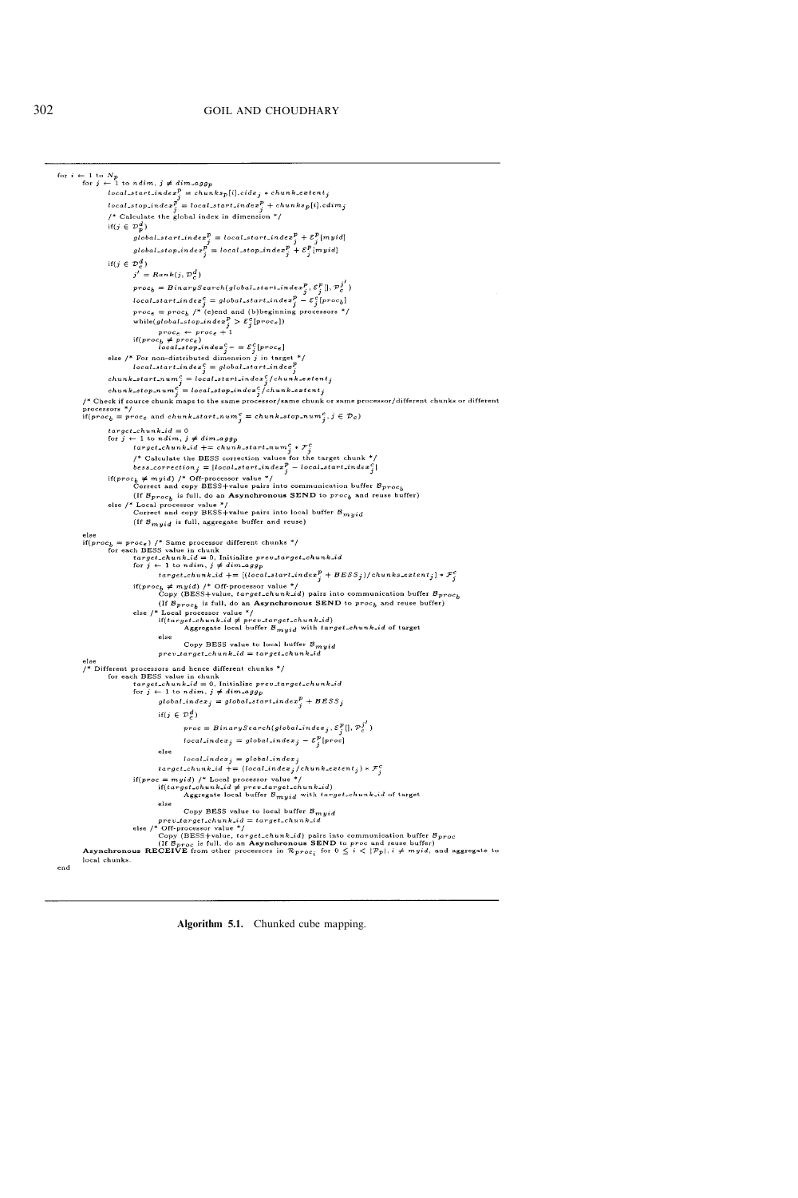```
for i ← 1 to N_p
    for j ← 1 to ndim, j ≠ dim_agg_p
        local_start_index^p_j = chunks_p[i].cidx_j * chunk_extent_j
        local_stop_index^p_j = local_start_index^p_j + chunks_p[i].cdim_j
        /* Calculate the global index in dimension */
        if(j ∈ D^d_p)
            global_start_index^p_j = local_start_index^p_j + E^p_j[myid]
            global_stop_index^p_j = local_stop_index^p_j + E^p_j[myid]
        if(j ∈ D^d_c)
            j' = Rank(j, D^d_c)
            proc_b = BinarySearch(global_start_index^p_j, E^c_j[], P^{j'}_c)
            local_start_index^c_j = global_start_index^p_j − E^c_j[proc_b]
            proc_e = proc_b /* (e)end and (b)beginning processors */
            while(global_stop_index^p_j > E^c_j[proc_e])
                proc_e ← proc_e + 1
            if(proc_b ≠ proc_e)
                local_stop_index^c_j = E^c_j[proc_e]
        else /* For non-distributed dimension j in target */
            local_start_index^c_j = global_start_index^p_j
        chunk_start_num^c_j = local_start_index^c_j / chunk_extent_j
        chunk_stop_num^c_j = local_stop_index^c_j / chunk_extent_j
    /* Check if source chunk maps to the same processor/same chunk or same processor/different chunks or different
    processors */
    if(proc_b = proc_e and chunk_start_num^c_j = chunk_stop_num^c_j, j ∈ D_c)

        target_chunk_id = 0
        for j ← 1 to ndim, j ≠ dim_agg_p
            target_chunk_id += chunk_start_num^c_j * F^c_j
            /* Calculate the BESS correction values for the target chunk */
            bess_correction_j = |local_start_index^p_j − local_start_index^c_j|
        if(proc_b ≠ myid) /* Off-processor value */
            Correct and copy BESS+value pairs into communication buffer B_{proc_b}
            (If B_{proc_b} is full, do an Asynchronous SEND to proc_b and reuse buffer)
        else /* Local processor value */
            Correct and copy BESS+value pairs into local buffer B_{myid}
            (If B_{myid} is full, aggregate buffer and reuse)

    else
    if(proc_b = proc_e) /* Same processor different chunks */
        for each BESS value in chunk
            target_chunk_id = 0, Initialize prev_target_chunk_id
            for j ← 1 to ndim, j ≠ dim_agg_p
                target_chunk_id += [(local_start_index^p_j + BESS_j)/chunks_extent_j] * F^c_j
            if(proc_b ≠ myid) /* Off-processor value */
                Copy (BESS+value, target_chunk_id) pairs into communication buffer B_{proc_b}
                (If B_{proc_b} is full, do an Asynchronous SEND to proc_b and reuse buffer)
            else /* Local processor value */
                if(target_chunk_id ≠ prev_target_chunk_id)
                    Aggregate local buffer B_{myid} with target_chunk_id of target
                else
                    Copy BESS value to local buffer B_{myid}
                prev_target_chunk_id = target_chunk_id
    else
    /* Different processors and hence different chunks */
        for each BESS value in chunk
            target_chunk_id = 0, Initialize prev_target_chunk_id
            for j ← 1 to ndim, j ≠ dim_agg_p
                global_index_j = global_start_index^p_j + BESS_j
                if(j ∈ D^d_c)
                    proc = BinarySearch(global_index_j, E^p_j[], P^{j'}_c)
                    local_index_j = global_index_j − E^p_j[proc]
                else
                    local_index_j = global_index_j
                target_chunk_id += (local_index_j/chunk_extent_j) * F^c_j
            if(proc = myid) /* Local processor value */
                if(target_chunk_id ≠ prev_target_chunk_id)
                    Aggregate local buffer B_{myid} with target_chunk_id of target
                else
                    Copy BESS value to local buffer B_{myid}
                prev_target_chunk_id = target_chunk_id
            else /* Off-processor value */
                Copy (BESS+value, target_chunk_id) pairs into communication buffer B_{proc}
                (If B_{proc} is full, do an Asynchronous SEND to proc and reuse buffer)
    Asynchronous RECEIVE from other processors in R_{proc_i} for 0 ≤ i < |P_p|, i ≠ myid, and aggregate to
    local chunks.
end
```

**Algorithm 5.1.** Chunked cube mapping.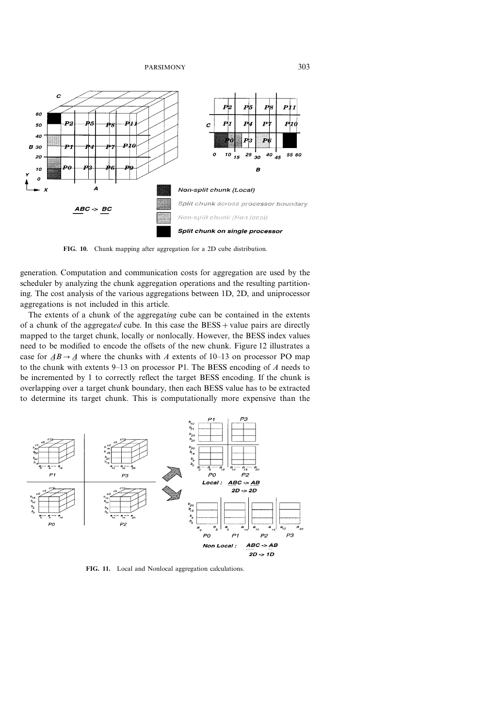FIG. 10. Chunk mapping after aggregation for a 2D cube distribution.

generation. Computation and communication costs for aggregation are used by the scheduler by analyzing the chunk aggregation operations and the resulting partitioning. The cost analysis of the various aggregations between 1D, 2D, and uniprocessor aggregations is not included in this article.

The extents of a chunk of the aggregat*ing* cube can be contained in the extents of a chunk of the aggregat*ed* cube. In this case the BESS + value pairs are directly mapped to the target chunk, locally or nonlocally. However, the BESS index values need to be modified to encode the offsets of the new chunk. Figure 12 illustrates a case for $\underline{A}B \rightarrow \underline{A}$ where the chunks with $A$ extents of 10–13 on processor PO map to the chunk with extents 9–13 on processor P1. The BESS encoding of $A$ needs to be incremented by 1 to correctly reflect the target BESS encoding. If the chunk is overlapping over a target chunk boundary, then each BESS value has to be extracted to determine its target chunk. This is computationally more expensive than the

FIG. 11. Local and Nonlocal aggregation calculations.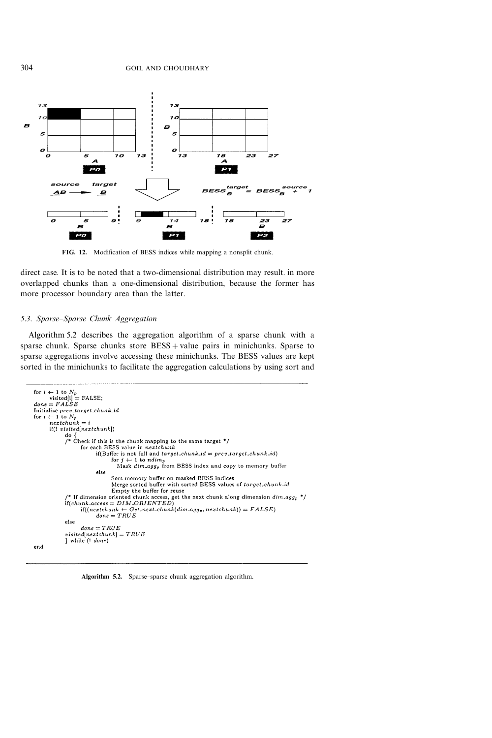FIG. 12. Modification of BESS indices while mapping a nonsplit chunk.

direct case. It is to be noted that a two-dimensional distribution may result. in more overlapped chunks than a one-dimensional distribution, because the former has more processor boundary area than the latter.

### 5.3. Sparse–Sparse Chunk Aggregation

Algorithm 5.2 describes the aggregation algorithm of a sparse chunk with a sparse chunk. Sparse chunks store BESS + value pairs in minichunks. Sparse to sparse aggregations involve accessing these minichunks. The BESS values are kept sorted in the minichunks to facilitate the aggregation calculations by using sort and

```
for i ← 1 to N_p
    visited[i] = FALSE;
done = FALSE
Initialize prev_target_chunk_id
for i ← 1 to N_p
    nextchunk = i
    if(! visited[nextchunk])
        do {
        /* Check if this is the chunk mapping to the same target */
            for each BESS value in nextchunk
                if(Buffer is not full and target_chunk_id = prev_target_chunk_id)
                    for j ← 1 to ndim_p
                        Mask dim_agg_p from BESS index and copy to memory buffer
                else
                    Sort memory buffer on masked BESS indices
                    Merge sorted buffer with sorted BESS values of target_chunk_id
                    Empty the buffer for reuse
        /* If dimension oriented chunk access, get the next chunk along dimension dim_agg_p */
        if(chunk_access = DIM_ORIENTED)
            if((nextchunk ← Get_next_chunk(dim_agg_p, nextchunk)) = FALSE)
                done = TRUE
        else
            done = TRUE
        visited[nextchunk] = TRUE
        } while (! done)
end
```

**Algorithm 5.2.** Sparse–sparse chunk aggregation algorithm.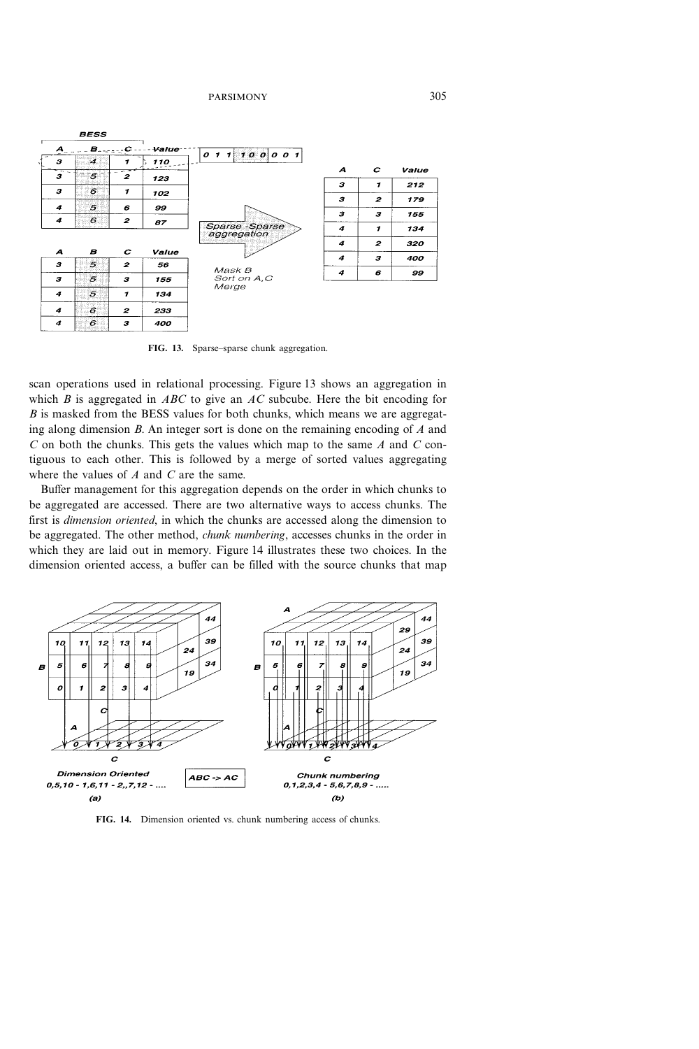FIG. 13. Sparse–sparse chunk aggregation.

scan operations used in relational processing. Figure 13 shows an aggregation in which $B$ is aggregated in $ABC$ to give an $AC$ subcube. Here the bit encoding for $B$ is masked from the BESS values for both chunks, which means we are aggregating along dimension $B$. An integer sort is done on the remaining encoding of $A$ and $C$ on both the chunks. This gets the values which map to the same $A$ and $C$ contiguous to each other. This is followed by a merge of sorted values aggregating where the values of $A$ and $C$ are the same.

Buffer management for this aggregation depends on the order in which chunks to be aggregated are accessed. There are two alternative ways to access chunks. The first is *dimension oriented*, in which the chunks are accessed along the dimension to be aggregated. The other method, *chunk numbering*, accesses chunks in the order in which they are laid out in memory. Figure 14 illustrates these two choices. In the dimension oriented access, a buffer can be filled with the source chunks that map

FIG. 14. Dimension oriented vs. chunk numbering access of chunks.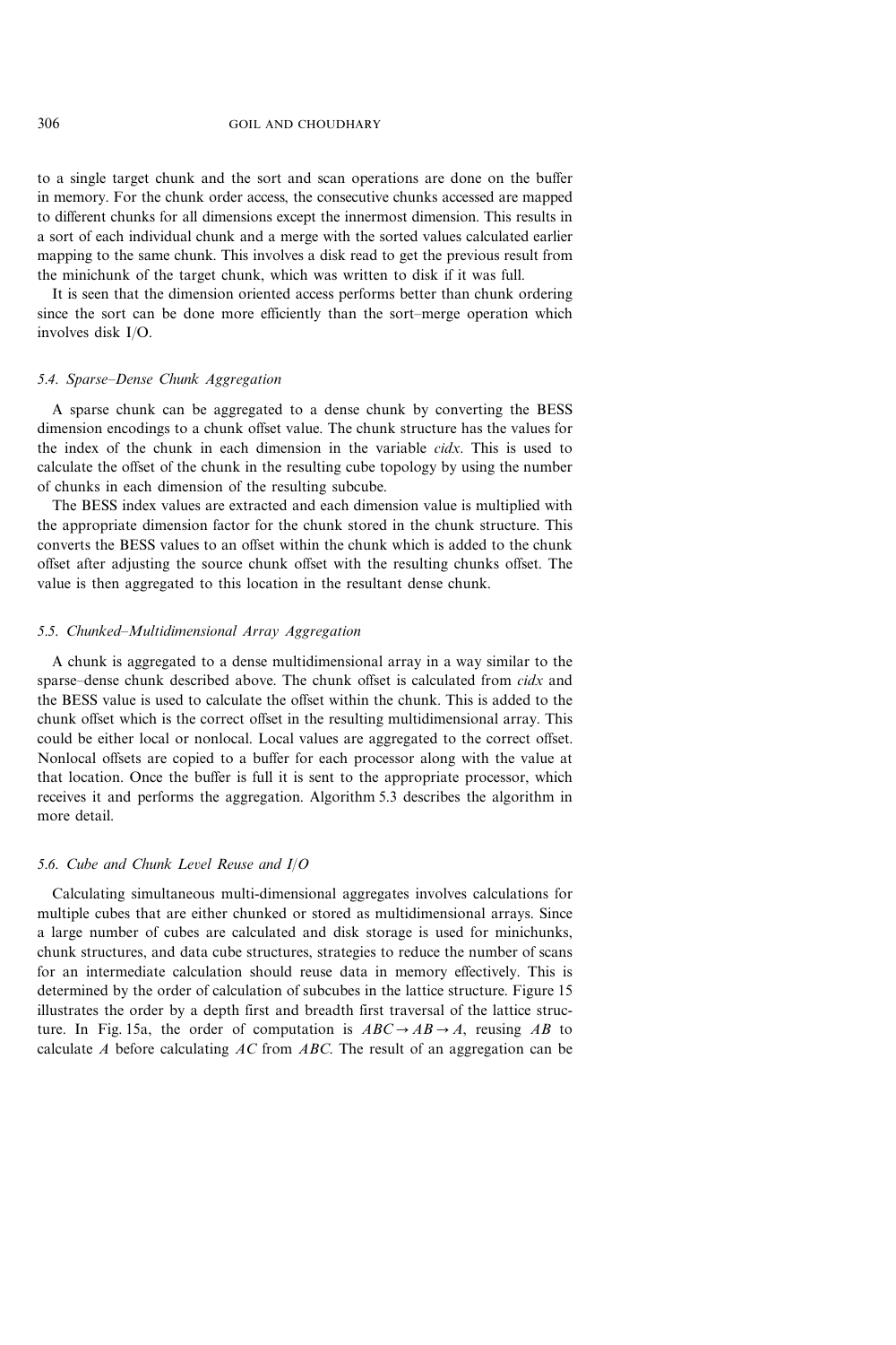to a single target chunk and the sort and scan operations are done on the buffer in memory. For the chunk order access, the consecutive chunks accessed are mapped to different chunks for all dimensions except the innermost dimension. This results in a sort of each individual chunk and a merge with the sorted values calculated earlier mapping to the same chunk. This involves a disk read to get the previous result from the minichunk of the target chunk, which was written to disk if it was full.

It is seen that the dimension oriented access performs better than chunk ordering since the sort can be done more efficiently than the sort–merge operation which involves disk I/O.

### 5.4. Sparse–Dense Chunk Aggregation

A sparse chunk can be aggregated to a dense chunk by converting the BESS dimension encodings to a chunk offset value. The chunk structure has the values for the index of the chunk in each dimension in the variable *cidx*. This is used to calculate the offset of the chunk in the resulting cube topology by using the number of chunks in each dimension of the resulting subcube.

The BESS index values are extracted and each dimension value is multiplied with the appropriate dimension factor for the chunk stored in the chunk structure. This converts the BESS values to an offset within the chunk which is added to the chunk offset after adjusting the source chunk offset with the resulting chunks offset. The value is then aggregated to this location in the resultant dense chunk.

### 5.5. Chunked–Multidimensional Array Aggregation

A chunk is aggregated to a dense multidimensional array in a way similar to the sparse–dense chunk described above. The chunk offset is calculated from *cidx* and the BESS value is used to calculate the offset within the chunk. This is added to the chunk offset which is the correct offset in the resulting multidimensional array. This could be either local or nonlocal. Local values are aggregated to the correct offset. Nonlocal offsets are copied to a buffer for each processor along with the value at that location. Once the buffer is full it is sent to the appropriate processor, which receives it and performs the aggregation. Algorithm 5.3 describes the algorithm in more detail.

### 5.6. Cube and Chunk Level Reuse and I/O

Calculating simultaneous multi-dimensional aggregates involves calculations for multiple cubes that are either chunked or stored as multidimensional arrays. Since a large number of cubes are calculated and disk storage is used for minichunks, chunk structures, and data cube structures, strategies to reduce the number of scans for an intermediate calculation should reuse data in memory effectively. This is determined by the order of calculation of subcubes in the lattice structure. Figure 15 illustrates the order by a depth first and breadth first traversal of the lattice structure. In Fig. 15a, the order of computation is $ABC \rightarrow AB \rightarrow A$, reusing $AB$ to calculate $A$ before calculating $AC$ from $ABC$. The result of an aggregation can be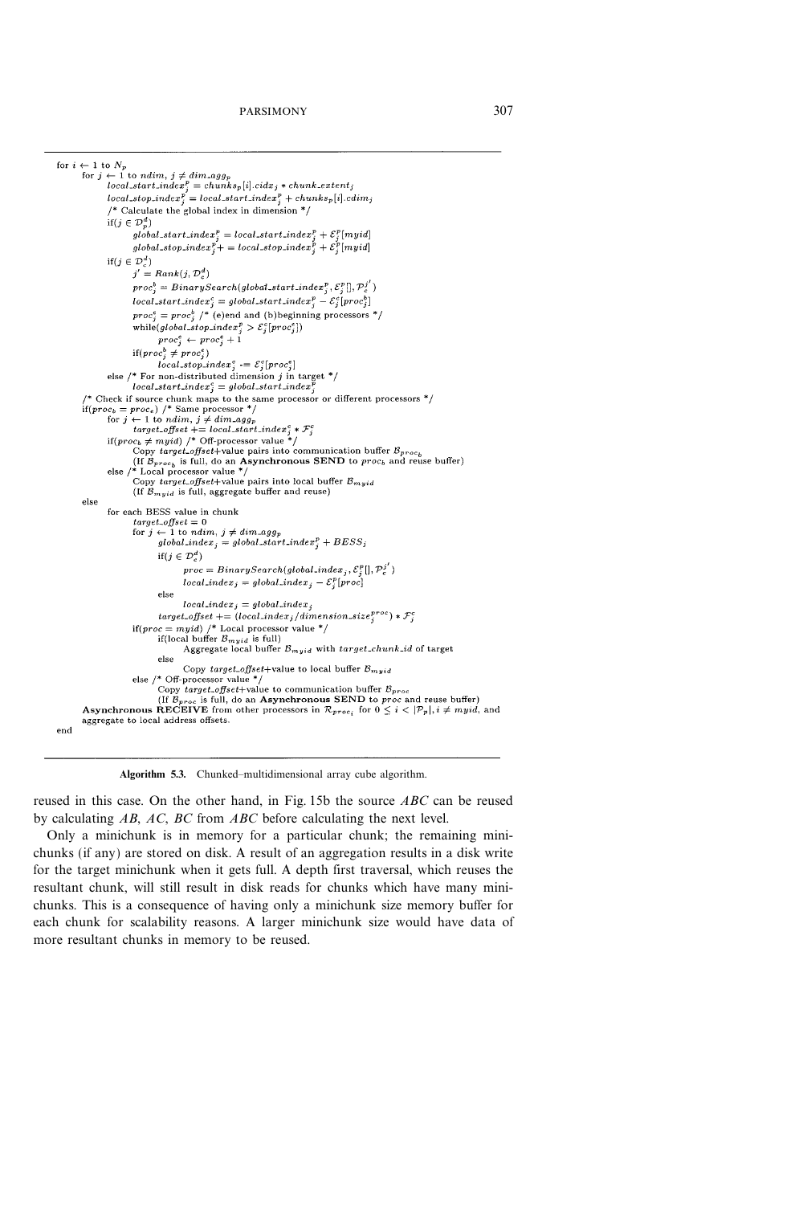```
for i ← 1 to N_p
    for j ← 1 to ndim, j ≠ dim_agg_p
        local_start_index_j^p = chunks_p[i].cidx_j * chunk_extent_j
        local_stop_index_j^p = local_start_index_j^p + chunks_p[i].cdim_j
        /* Calculate the global index in dimension */
        if(j ∈ D_p^d)
            global_start_index_j^p = local_start_index_j^p + E_j^p[myid]
            global_stop_index_j^p += local_stop_index_j^p + E_j^p[myid]
        if(j ∈ D_c^d)
            j' = Rank(j, D_c^d)
            proc_j^b = BinarySearch(global_start_index_j^p, E_j^p[], P_c^{j'})
            local_start_index_j^c = global_start_index_j^p − E_j^c[proc_j^b]
            proc_j^e = proc_j^b /* (e)end and (b)beginning processors */
            while(global_stop_index_j^p > E_j^c[proc_j^e])
                proc_j^e ← proc_j^e + 1
            if(proc_j^b ≠ proc_j^e)
                local_stop_index_j^c −= E_j^c[proc_j^e]
        else /* For non-distributed dimension j in target */
            local_start_index_j^c = global_start_index_j^p
    /* Check if source chunk maps to the same processor or different processors */
    if(proc_b = proc_e) /* Same processor */
        for j ← 1 to ndim, j ≠ dim_agg_p
            target_offset += local_start_index_j^c * F_j^c
        if(proc_b ≠ myid) /* Off-processor value */
            Copy target_offset+value pairs into communication buffer B_{proc_b}
            (If B_{proc_b} is full, do an Asynchronous SEND to proc_b and reuse buffer)
        else /* Local processor value */
            Copy target_offset+value pairs into local buffer B_{myid}
            (If B_{myid} is full, aggregate buffer and reuse)
    else
        for each BESS value in chunk
            target_offset = 0
            for j ← 1 to ndim, j ≠ dim_agg_p
                global_index_j = global_start_index_j^p + BESS_j
                if(j ∈ D_c^d)
                    proc = BinarySearch(global_index_j, E_j^p[], P_c^{j'})
                    local_index_j = global_index_j − E_j^p[proc]
                else
                    local_index_j = global_index_j
                target_offset += (local_index_j/dimension_size_j^{proc}) * F_j^c
            if(proc = myid) /* Local processor value */
                if(local buffer B_{myid} is full)
                    Aggregate local buffer B_{myid} with target_chunk_id of target
                else
                    Copy target_offset+value to local buffer B_{myid}
            else /* Off-processor value */
                Copy target_offset+value to communication buffer B_{proc}
                (If B_{proc} is full, do an Asynchronous SEND to proc and reuse buffer)
    Asynchronous RECEIVE from other processors in R_{proc_i} for 0 ≤ i < |P_p|, i ≠ myid, and
    aggregate to local address offsets.
end
```

**Algorithm 5.3.** Chunked–multidimensional array cube algorithm.

reused in this case. On the other hand, in Fig. 15b the source *ABC* can be reused by calculating *AB*, *AC*, *BC* from *ABC* before calculating the next level.

Only a minichunk is in memory for a particular chunk; the remaining minichunks (if any) are stored on disk. A result of an aggregation results in a disk write for the target minichunk when it gets full. A depth first traversal, which reuses the resultant chunk, will still result in disk reads for chunks which have many minichunks. This is a consequence of having only a minichunk size memory buffer for each chunk for scalability reasons. A larger minichunk size would have data of more resultant chunks in memory to be reused.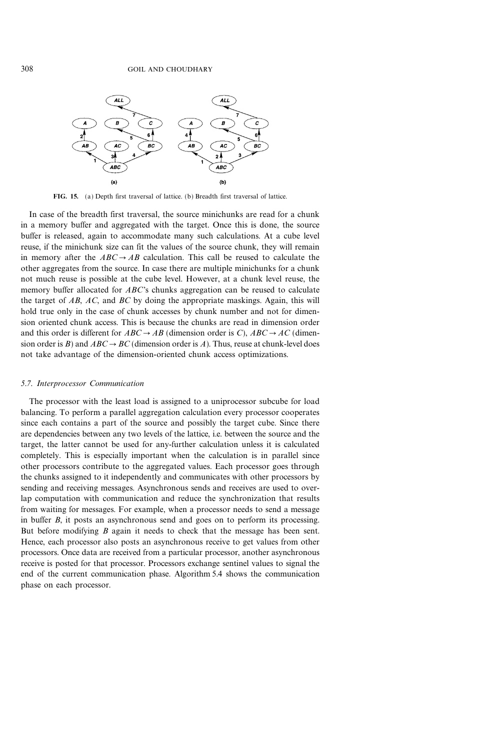FIG. 15. (a) Depth first traversal of lattice. (b) Breadth first traversal of lattice.

In case of the breadth first traversal, the source minichunks are read for a chunk in a memory buffer and aggregated with the target. Once this is done, the source buffer is released, again to accommodate many such calculations. At a cube level reuse, if the minichunk size can fit the values of the source chunk, they will remain in memory after the $ABC \rightarrow AB$ calculation. This call be reused to calculate the other aggregates from the source. In case there are multiple minichunks for a chunk not much reuse is possible at the cube level. However, at a chunk level reuse, the memory buffer allocated for $ABC$'s chunks aggregation can be reused to calculate the target of $AB$, $AC$, and $BC$ by doing the appropriate maskings. Again, this will hold true only in the case of chunk accesses by chunk number and not for dimension oriented chunk access. This is because the chunks are read in dimension order and this order is different for $ABC \rightarrow AB$ (dimension order is $C$), $ABC \rightarrow AC$ (dimension order is $B$) and $ABC \rightarrow BC$ (dimension order is $A$). Thus, reuse at chunk-level does not take advantage of the dimension-oriented chunk access optimizations.

### 5.7. Interprocessor Communication

The processor with the least load is assigned to a uniprocessor subcube for load balancing. To perform a parallel aggregation calculation every processor cooperates since each contains a part of the source and possibly the target cube. Since there are dependencies between any two levels of the lattice, i.e. between the source and the target, the latter cannot be used for any-further calculation unless it is calculated completely. This is especially important when the calculation is in parallel since other processors contribute to the aggregated values. Each processor goes through the chunks assigned to it independently and communicates with other processors by sending and receiving messages. Asynchronous sends and receives are used to overlap computation with communication and reduce the synchronization that results from waiting for messages. For example, when a processor needs to send a message in buffer $B$, it posts an asynchronous send and goes on to perform its processing. But before modifying $B$ again it needs to check that the message has been sent. Hence, each processor also posts an asynchronous receive to get values from other processors. Once data are received from a particular processor, another asynchronous receive is posted for that processor. Processors exchange sentinel values to signal the end of the current communication phase. Algorithm 5.4 shows the communication phase on each processor.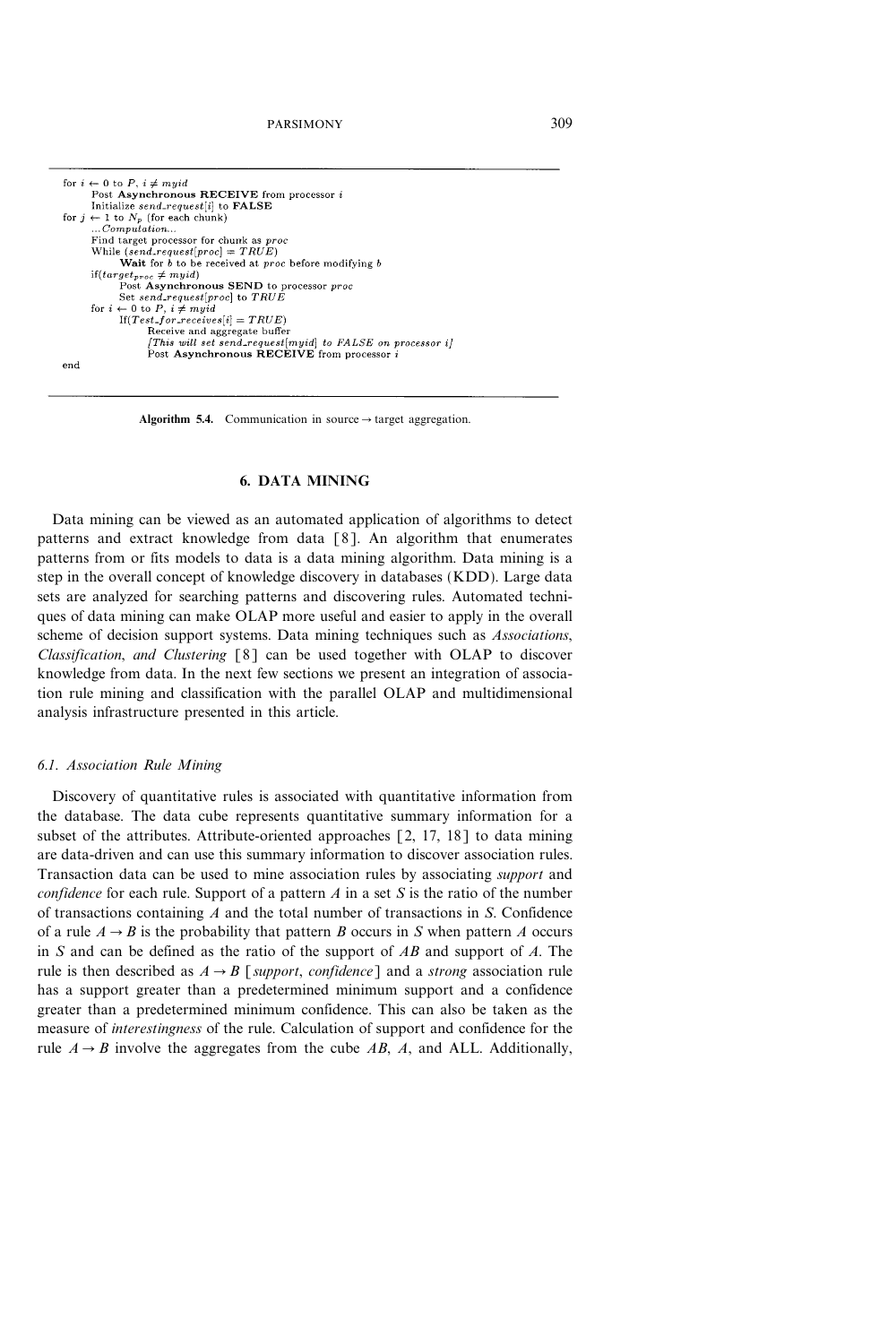```
for i ← 0 to P, i ≠ myid
      Post Asynchronous RECEIVE from processor i
      Initialize send_request[i] to FALSE
for j ← 1 to N_p (for each chunk)
      ...Computation...
      Find target processor for chunk as proc
      While (send_request[proc] = TRUE)
            Wait for b to be received at proc before modifying b
      if(target_proc ≠ myid)
            Post Asynchronous SEND to processor proc
            Set send_request[proc] to TRUE
      for i ← 0 to P, i ≠ myid
            If(Test_for_receives[i] = TRUE)
                  Receive and aggregate buffer
                  [This will set send_request[myid] to FALSE on processor i]
                  Post Asynchronous RECEIVE from processor i
end
```

**Algorithm 5.4.** Communication in source → target aggregation.

## 6. DATA MINING

Data mining can be viewed as an automated application of algorithms to detect patterns and extract knowledge from data [8]. An algorithm that enumerates patterns from or fits models to data is a data mining algorithm. Data mining is a step in the overall concept of knowledge discovery in databases (KDD). Large data sets are analyzed for searching patterns and discovering rules. Automated techniques of data mining can make OLAP more useful and easier to apply in the overall scheme of decision support systems. Data mining techniques such as *Associations*, *Classification*, *and Clustering* [8] can be used together with OLAP to discover knowledge from data. In the next few sections we present an integration of association rule mining and classification with the parallel OLAP and multidimensional analysis infrastructure presented in this article.

### 6.1. Association Rule Mining

Discovery of quantitative rules is associated with quantitative information from the database. The data cube represents quantitative summary information for a subset of the attributes. Attribute-oriented approaches [2, 17, 18] to data mining are data-driven and can use this summary information to discover association rules. Transaction data can be used to mine association rules by associating *support* and *confidence* for each rule. Support of a pattern $A$ in a set $S$ is the ratio of the number of transactions containing $A$ and the total number of transactions in $S$. Confidence of a rule $A \rightarrow B$ is the probability that pattern $B$ occurs in $S$ when pattern $A$ occurs in $S$ and can be defined as the ratio of the support of $AB$ and support of $A$. The rule is then described as $A \rightarrow B$ [*support*, *confidence*] and a *strong* association rule has a support greater than a predetermined minimum support and a confidence greater than a predetermined minimum confidence. This can also be taken as the measure of *interestingness* of the rule. Calculation of support and confidence for the rule $A \rightarrow B$ involve the aggregates from the cube $AB$, $A$, and ALL. Additionally,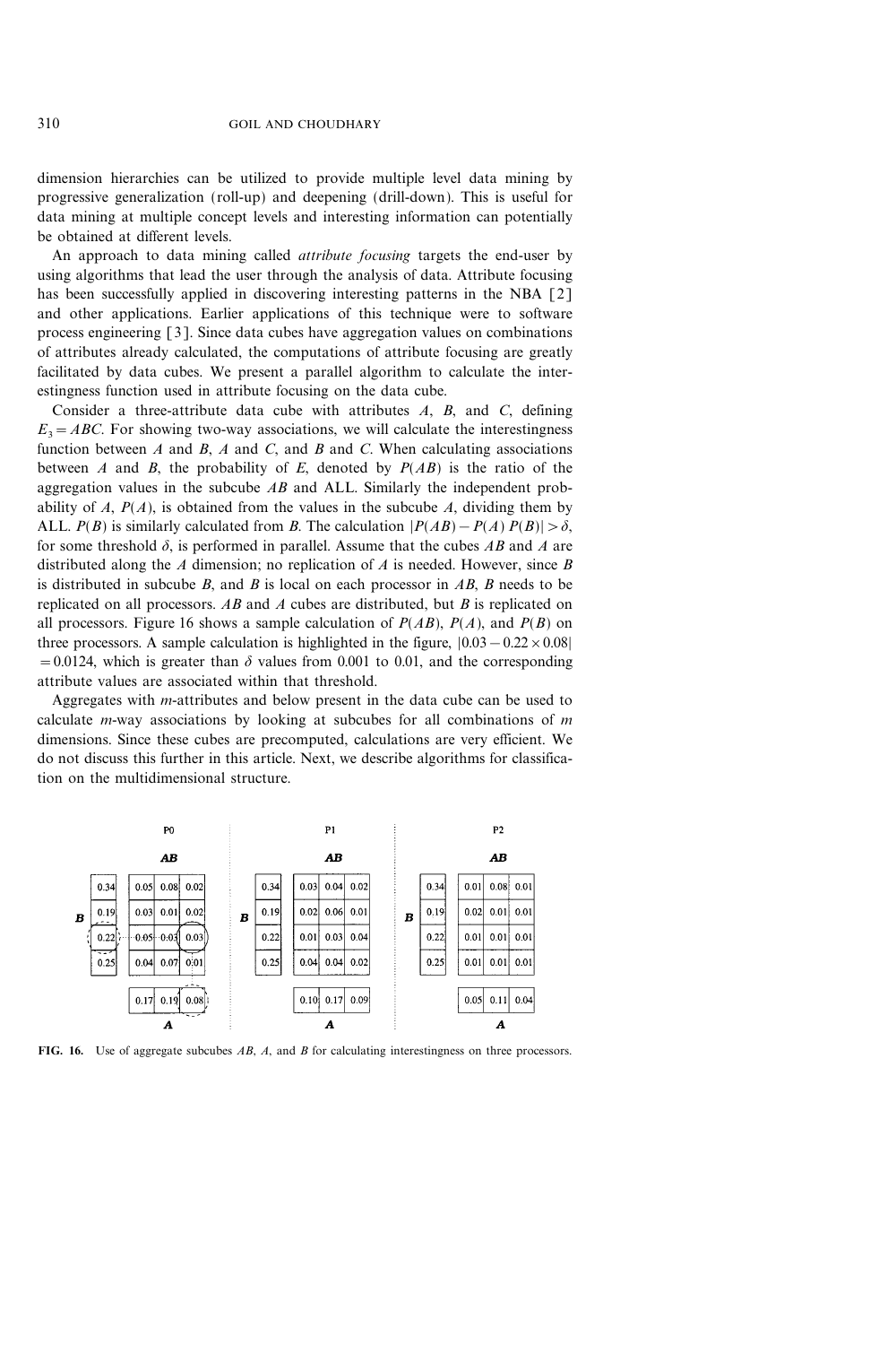dimension hierarchies can be utilized to provide multiple level data mining by progressive generalization (roll-up) and deepening (drill-down). This is useful for data mining at multiple concept levels and interesting information can potentially be obtained at different levels.

An approach to data mining called *attribute focusing* targets the end-user by using algorithms that lead the user through the analysis of data. Attribute focusing has been successfully applied in discovering interesting patterns in the NBA [2] and other applications. Earlier applications of this technique were to software process engineering [3]. Since data cubes have aggregation values on combinations of attributes already calculated, the computations of attribute focusing are greatly facilitated by data cubes. We present a parallel algorithm to calculate the interestingness function used in attribute focusing on the data cube.

Consider a three-attribute data cube with attributes $A$, $B$, and $C$, defining $E_3 = ABC$. For showing two-way associations, we will calculate the interestingness function between $A$ and $B$, $A$ and $C$, and $B$ and $C$. When calculating associations between $A$ and $B$, the probability of $E$, denoted by $P(AB)$ is the ratio of the aggregation values in the subcube $AB$ and ALL. Similarly the independent probability of $A$, $P(A)$, is obtained from the values in the subcube $A$, dividing them by ALL. $P(B)$ is similarly calculated from $B$. The calculation $|P(AB) - P(A)\,P(B)| > \delta$, for some threshold $\delta$, is performed in parallel. Assume that the cubes $AB$ and $A$ are distributed along the $A$ dimension; no replication of $A$ is needed. However, since $B$ is distributed in subcube $B$, and $B$ is local on each processor in $AB$, $B$ needs to be replicated on all processors. $AB$ and $A$ cubes are distributed, but $B$ is replicated on all processors. Figure 16 shows a sample calculation of $P(AB)$, $P(A)$, and $P(B)$ on three processors. A sample calculation is highlighted in the figure, $|0.03 - 0.22 \times 0.08| = 0.0124$, which is greater than $\delta$ values from 0.001 to 0.01, and the corresponding attribute values are associated within that threshold.

Aggregates with $m$-attributes and below present in the data cube can be used to calculate $m$-way associations by looking at subcubes for all combinations of $m$ dimensions. Since these cubes are precomputed, calculations are very efficient. We do not discuss this further in this article. Next, we describe algorithms for classification on the multidimensional structure.

P0
AB
B
0.34 | 0.05 0.08 0.02
0.19 | 0.03 0.01 0.02
0.22 | 0.05 0.03 0.03
0.25 | 0.04 0.07 0.01
0.17 0.19 0.08
A

P1
AB
B
0.34 | 0.03 0.04 0.02
0.19 | 0.02 0.06 0.01
0.22 | 0.01 0.03 0.04
0.25 | 0.04 0.04 0.02
0.10 0.17 0.09
A

P2
AB
B
0.34 | 0.01 0.08 0.01
0.19 | 0.02 0.01 0.01
0.22 | 0.01 0.01 0.01
0.25 | 0.01 0.01 0.01
0.05 0.11 0.04
A

**FIG. 16.** Use of aggregate subcubes $AB$, $A$, and $B$ for calculating interestingness on three processors.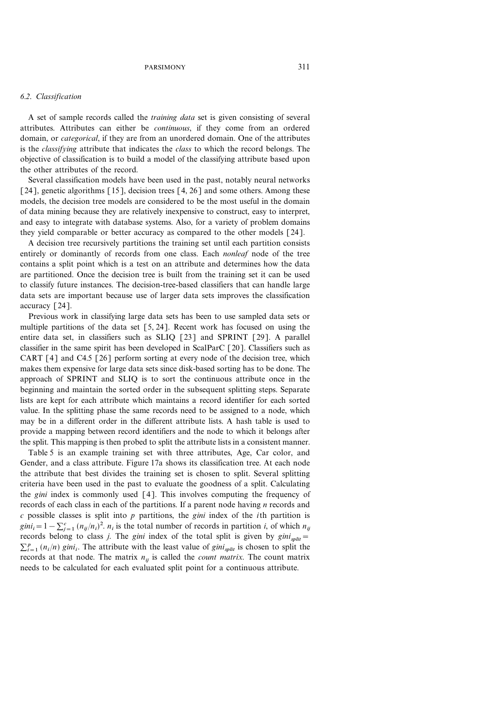### 6.2. Classification

A set of sample records called the *training data* set is given consisting of several attributes. Attributes can either be *continuous*, if they come from an ordered domain, or *categorical*, if they are from an unordered domain. One of the attributes is the *classifying* attribute that indicates the *class* to which the record belongs. The objective of classification is to build a model of the classifying attribute based upon the other attributes of the record.

Several classification models have been used in the past, notably neural networks [24], genetic algorithms [15], decision trees [4, 26] and some others. Among these models, the decision tree models are considered to be the most useful in the domain of data mining because they are relatively inexpensive to construct, easy to interpret, and easy to integrate with database systems. Also, for a variety of problem domains they yield comparable or better accuracy as compared to the other models [24].

A decision tree recursively partitions the training set until each partition consists entirely or dominantly of records from one class. Each *nonleaf* node of the tree contains a split point which is a test on an attribute and determines how the data are partitioned. Once the decision tree is built from the training set it can be used to classify future instances. The decision-tree-based classifiers that can handle large data sets are important because use of larger data sets improves the classification accuracy [24].

Previous work in classifying large data sets has been to use sampled data sets or multiple partitions of the data set [5, 24]. Recent work has focused on using the entire data set, in classifiers such as SLIQ [23] and SPRINT [29]. A parallel classifier in the same spirit has been developed in ScalParC [20]. Classifiers such as CART [4] and C4.5 [26] perform sorting at every node of the decision tree, which makes them expensive for large data sets since disk-based sorting has to be done. The approach of SPRINT and SLIQ is to sort the continuous attribute once in the beginning and maintain the sorted order in the subsequent splitting steps. Separate lists are kept for each attribute which maintains a record identifier for each sorted value. In the splitting phase the same records need to be assigned to a node, which may be in a different order in the different attribute lists. A hash table is used to provide a mapping between record identifiers and the node to which it belongs after the split. This mapping is then probed to split the attribute lists in a consistent manner.

Table 5 is an example training set with three attributes, Age, Car color, and Gender, and a class attribute. Figure 17a shows its classification tree. At each node the attribute that best divides the training set is chosen to split. Several splitting criteria have been used in the past to evaluate the goodness of a split. Calculating the *gini* index is commonly used [4]. This involves computing the frequency of records of each class in each of the partitions. If a parent node having $n$ records and $c$ possible classes is split into $p$ partitions, the *gini* index of the $i$th partition is $gini_i = 1 - \sum_{j=1}^{c} (n_{ij}/n_i)^2$. $n_i$ is the total number of records in partition $i$, of which $n_{ij}$ records belong to class $j$. The *gini* index of the total split is given by $gini_{split} = \sum_{i=1}^{p} (n_i/n)\, gini_i$. The attribute with the least value of $gini_{split}$ is chosen to split the records at that node. The matrix $n_{ij}$ is called the *count matrix*. The count matrix needs to be calculated for each evaluated split point for a continuous attribute.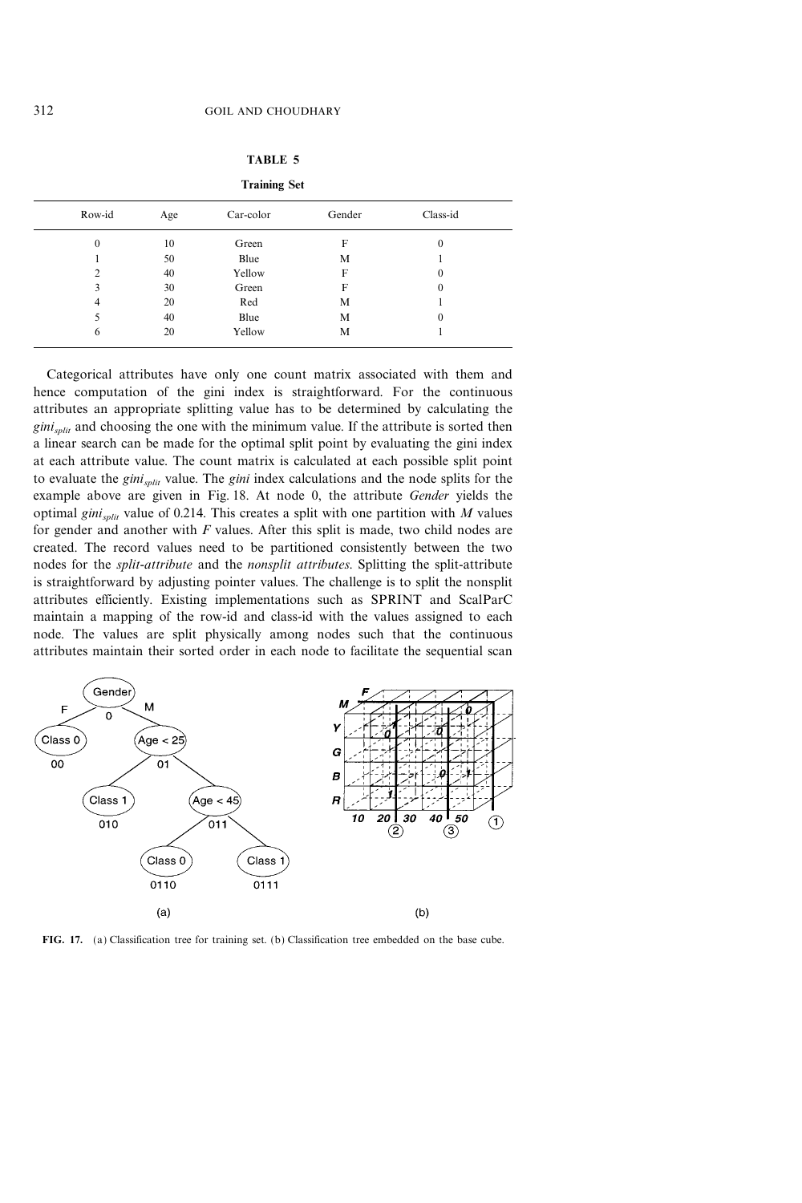**TABLE 5**

**Training Set**

| Row-id | Age | Car-color | Gender | Class-id |
|---|---|---|---|---|
| 0 | 10 | Green | F | 0 |
| 1 | 50 | Blue | M | 1 |
| 2 | 40 | Yellow | F | 0 |
| 3 | 30 | Green | F | 0 |
| 4 | 20 | Red | M | 1 |
| 5 | 40 | Blue | M | 0 |
| 6 | 20 | Yellow | M | 1 |

Categorical attributes have only one count matrix associated with them and hence computation of the gini index is straightforward. For the continuous attributes an appropriate splitting value has to be determined by calculating the $gini_{split}$ and choosing the one with the minimum value. If the attribute is sorted then a linear search can be made for the optimal split point by evaluating the gini index at each attribute value. The count matrix is calculated at each possible split point to evaluate the $gini_{split}$ value. The *gini* index calculations and the node splits for the example above are given in Fig. 18. At node 0, the attribute *Gender* yields the optimal $gini_{split}$ value of 0.214. This creates a split with one partition with *M* values for gender and another with *F* values. After this split is made, two child nodes are created. The record values need to be partitioned consistently between the two nodes for the *split-attribute* and the *nonsplit attributes*. Splitting the split-attribute is straightforward by adjusting pointer values. The challenge is to split the nonsplit attributes efficiently. Existing implementations such as SPRINT and ScalParC maintain a mapping of the row-id and class-id with the values assigned to each node. The values are split physically among nodes such that the continuous attributes maintain their sorted order in each node to facilitate the sequential scan

**FIG. 17.** (a) Classification tree for training set. (b) Classification tree embedded on the base cube.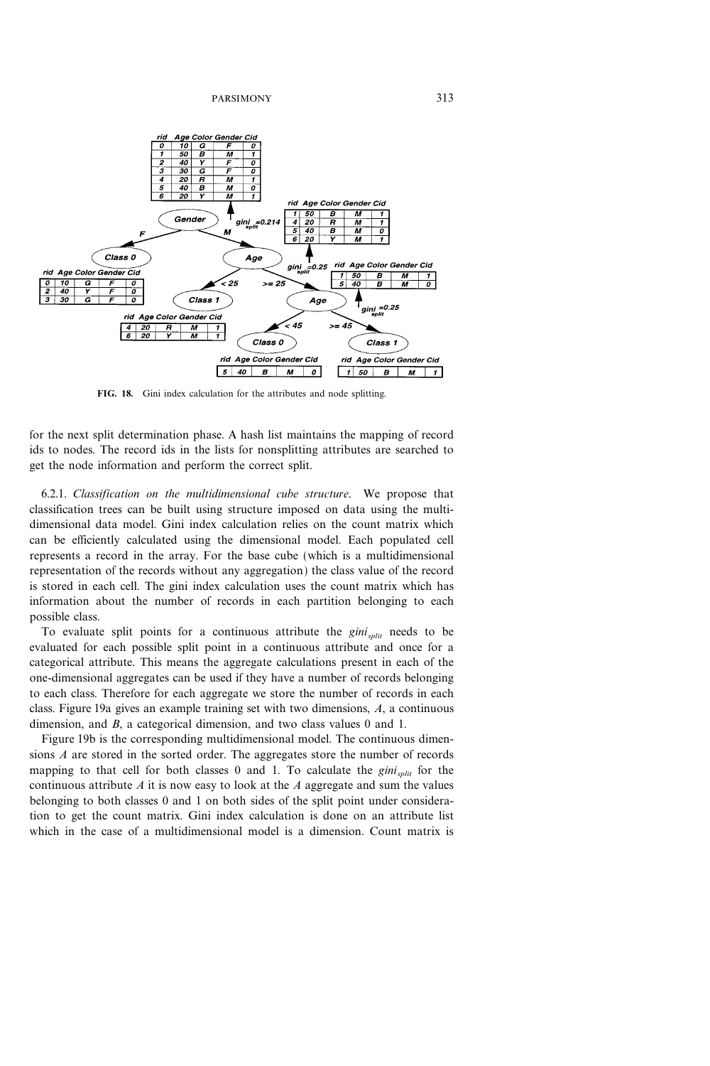FIG. 18. Gini index calculation for the attributes and node splitting.

for the next split determination phase. A hash list maintains the mapping of record ids to nodes. The record ids in the lists for nonsplitting attributes are searched to get the node information and perform the correct split.

6.2.1. *Classification on the multidimensional cube structure*. We propose that classification trees can be built using structure imposed on data using the multidimensional data model. Gini index calculation relies on the count matrix which can be efficiently calculated using the dimensional model. Each populated cell represents a record in the array. For the base cube (which is a multidimensional representation of the records without any aggregation) the class value of the record is stored in each cell. The gini index calculation uses the count matrix which has information about the number of records in each partition belonging to each possible class.

To evaluate split points for a continuous attribute the $gini_{split}$ needs to be evaluated for each possible split point in a continuous attribute and once for a categorical attribute. This means the aggregate calculations present in each of the one-dimensional aggregates can be used if they have a number of records belonging to each class. Therefore for each aggregate we store the number of records in each class. Figure 19a gives an example training set with two dimensions, $A$, a continuous dimension, and $B$, a categorical dimension, and two class values 0 and 1.

Figure 19b is the corresponding multidimensional model. The continuous dimensions $A$ are stored in the sorted order. The aggregates store the number of records mapping to that cell for both classes 0 and 1. To calculate the $gini_{split}$ for the continuous attribute $A$ it is now easy to look at the $A$ aggregate and sum the values belonging to both classes 0 and 1 on both sides of the split point under consideration to get the count matrix. Gini index calculation is done on an attribute list which in the case of a multidimensional model is a dimension. Count matrix is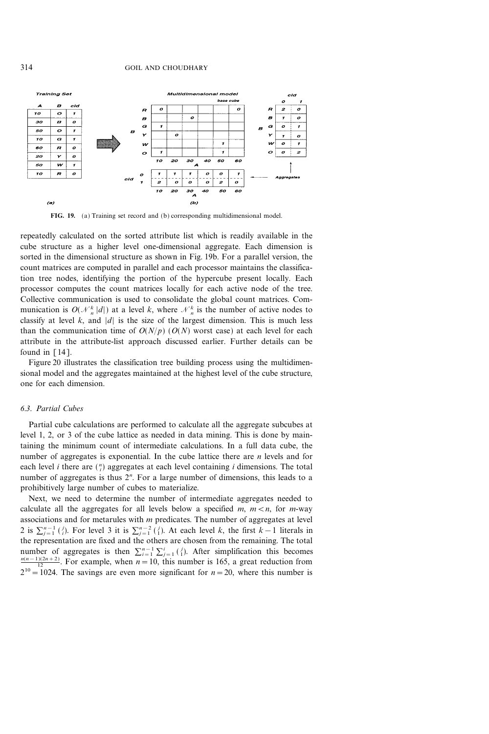**FIG. 19.** (a) Training set record and (b) corresponding multidimensional model.

repeatedly calculated on the sorted attribute list which is readily available in the cube structure as a higher level one-dimensional aggregate. Each dimension is sorted in the dimensional structure as shown in Fig. 19b. For a parallel version, the count matrices are computed in parallel and each processor maintains the classification tree nodes, identifying the portion of the hypercube present locally. Each processor computes the count matrices locally for each active node of the tree. Collective communication is used to consolidate the global count matrices. Communication is $O(\mathcal{N}_n^k |d|)$ at a level $k$, where $\mathcal{N}_n^k$ is the number of active nodes to classify at level $k$, and $|d|$ is the size of the largest dimension. This is much less than the communication time of $O(N/p)$ ($O(N)$ worst case) at each level for each attribute in the attribute-list approach discussed earlier. Further details can be found in [14].

Figure 20 illustrates the classification tree building process using the multidimensional model and the aggregates maintained at the highest level of the cube structure, one for each dimension.

### 6.3. Partial Cubes

Partial cube calculations are performed to calculate all the aggregate subcubes at level 1, 2, or 3 of the cube lattice as needed in data mining. This is done by maintaining the minimum count of intermediate calculations. In a full data cube, the number of aggregates is exponential. In the cube lattice there are $n$ levels and for each level $i$ there are $\binom{n}{i}$ aggregates at each level containing $i$ dimensions. The total number of aggregates is thus $2^n$. For a large number of dimensions, this leads to a prohibitively large number of cubes to materialize.

Next, we need to determine the number of intermediate aggregates needed to calculate all the aggregates for all levels below a specified $m$, $m < n$, for $m$-way associations and for metarules with $m$ predicates. The number of aggregates at level 2 is $\sum_{j=1}^{n-1} \binom{j}{j}$. For level 3 it is $\sum_{j=1}^{n-2} \binom{j}{1}$. At each level $k$, the first $k-1$ literals in the representation are fixed and the others are chosen from the remaining. The total number of aggregates is then $\sum_{i=1}^{n-1} \sum_{j=1}^{i} \binom{j}{1}$. After simplification this becomes $\frac{n(n-1)(2n+2)}{12}$. For example, when $n = 10$, this number is 165, a great reduction from $2^{10} = 1024$. The savings are even more significant for $n = 20$, where this number is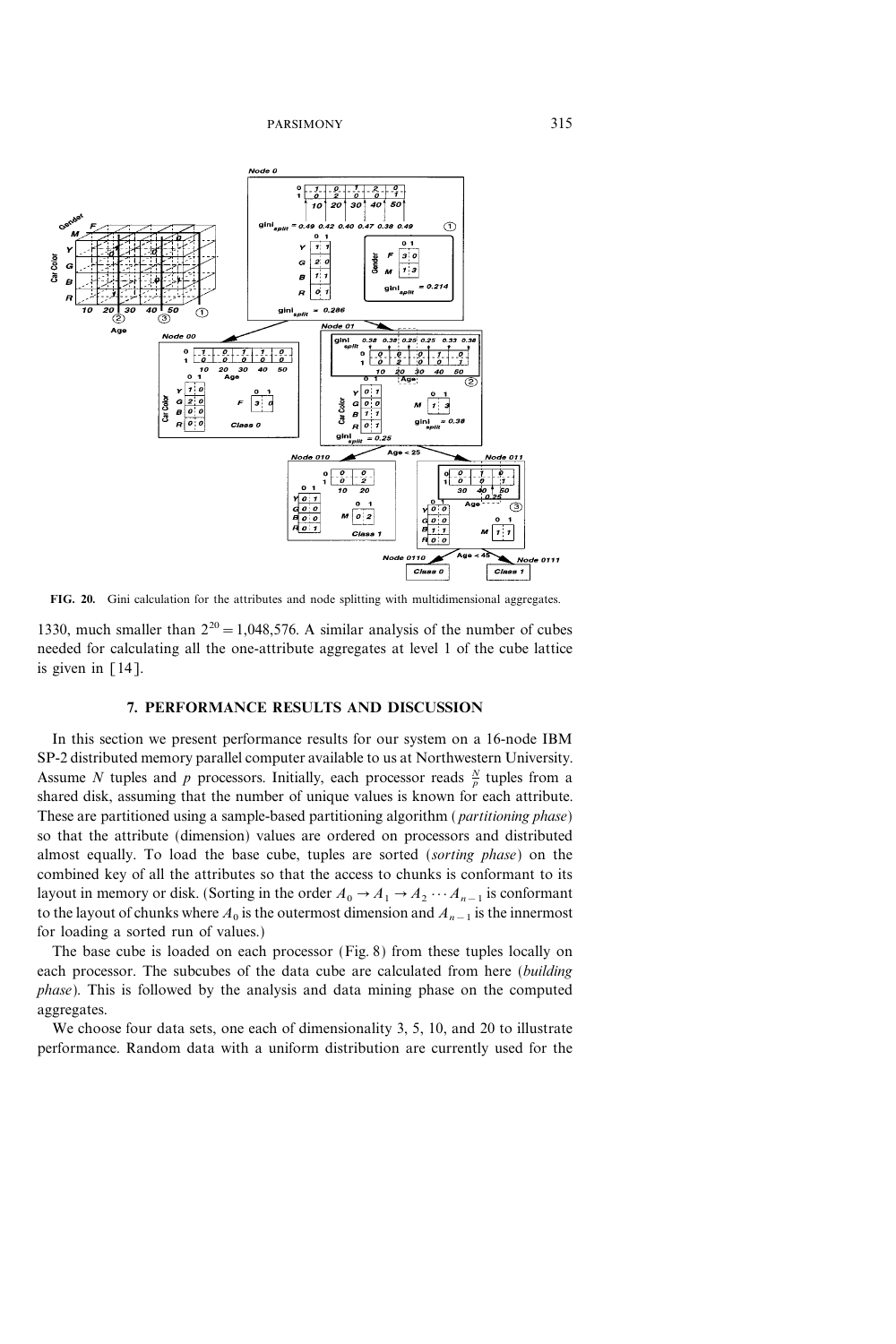FIG. 20. Gini calculation for the attributes and node splitting with multidimensional aggregates.

1330, much smaller than $2^{20} = 1{,}048{,}576$. A similar analysis of the number of cubes needed for calculating all the one-attribute aggregates at level 1 of the cube lattice is given in [14].

## 7. PERFORMANCE RESULTS AND DISCUSSION

In this section we present performance results for our system on a 16-node IBM SP-2 distributed memory parallel computer available to us at Northwestern University. Assume $N$ tuples and $p$ processors. Initially, each processor reads $\frac{N}{p}$ tuples from a shared disk, assuming that the number of unique values is known for each attribute. These are partitioned using a sample-based partitioning algorithm (*partitioning phase*) so that the attribute (dimension) values are ordered on processors and distributed almost equally. To load the base cube, tuples are sorted (*sorting phase*) on the combined key of all the attributes so that the access to chunks is conformant to its layout in memory or disk. (Sorting in the order $A_0 \rightarrow A_1 \rightarrow A_2 \cdots A_{n-1}$ is conformant to the layout of chunks where $A_0$ is the outermost dimension and $A_{n-1}$ is the innermost for loading a sorted run of values.)

The base cube is loaded on each processor (Fig. 8) from these tuples locally on each processor. The subcubes of the data cube are calculated from here (*building phase*). This is followed by the analysis and data mining phase on the computed aggregates.

We choose four data sets, one each of dimensionality 3, 5, 10, and 20 to illustrate performance. Random data with a uniform distribution are currently used for the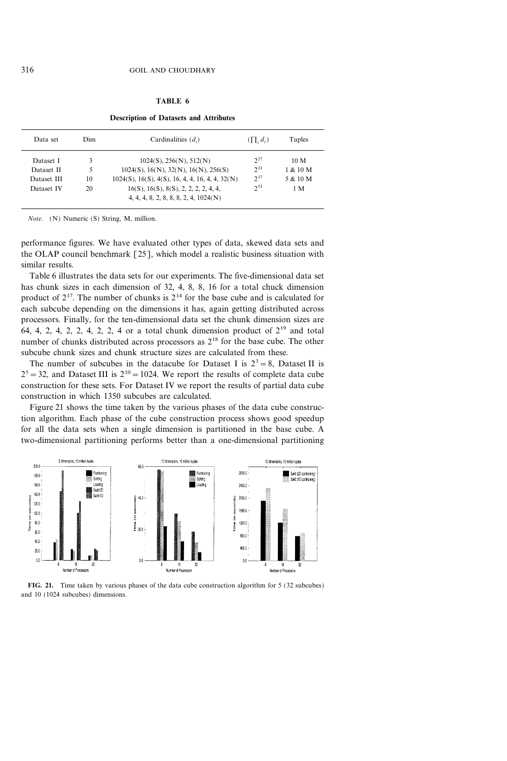**TABLE 6**

**Description of Datasets and Attributes**

| Data set | Dim | Cardinalities ($d_i$) | ($\prod_i d_i$) | Tuples |
|---|---|---|---|---|
| Dataset I | 3 | 1024(S), 256(N), 512(N) | $2^{27}$ | 10 M |
| Dataset II | 5 | 1024(S), 16(N), 32(N), 16(N), 256(S) | $2^{31}$ | 1 & 10 M |
| Dataset III | 10 | 1024(S), 16(S), 4(S), 16, 4, 4, 16, 4, 4, 32(N) | $2^{37}$ | 5 & 10 M |
| Dataset IV | 20 | 16(S), 16(S), 8(S), 2, 2, 2, 2, 4, 4, 4, 4, 4, 8, 2, 8, 8, 8, 2, 4, 1024(N) | $2^{51}$ | 1 M |

*Note.* (N) Numeric (S) String, M, million.

performance figures. We have evaluated other types of data, skewed data sets and the OLAP council benchmark [25], which model a realistic business situation with similar results.

Table 6 illustrates the data sets for our experiments. The five-dimensional data set has chunk sizes in each dimension of 32, 4, 8, 8, 16 for a total chuck dimension product of $2^{17}$. The number of chunks is $2^{14}$ for the base cube and is calculated for each subcube depending on the dimensions it has, again getting distributed across processors. Finally, for the ten-dimensional data set the chunk dimension sizes are 64, 4, 2, 4, 2, 2, 4, 2, 2, 4 or a total chunk dimension product of $2^{19}$ and total number of chunks distributed across processors as $2^{18}$ for the base cube. The other subcube chunk sizes and chunk structure sizes are calculated from these.

The number of subcubes in the datacube for Dataset I is $2^3 = 8$, Dataset II is $2^5 = 32$, and Dataset III is $2^{10} = 1024$. We report the results of complete data cube construction for these sets. For Dataset IV we report the results of partial data cube construction in which 1350 subcubes are calculated.

Figure 21 shows the time taken by the various phases of the data cube construction algorithm. Each phase of the cube construction process shows good speedup for all the data sets when a single dimension is partitioned in the base cube. A two-dimensional partitioning performs better than a one-dimensional partitioning

**FIG. 21.** Time taken by various phases of the data cube construction algorithm for 5 (32 subcubes) and 10 (1024 subcubes) dimensions.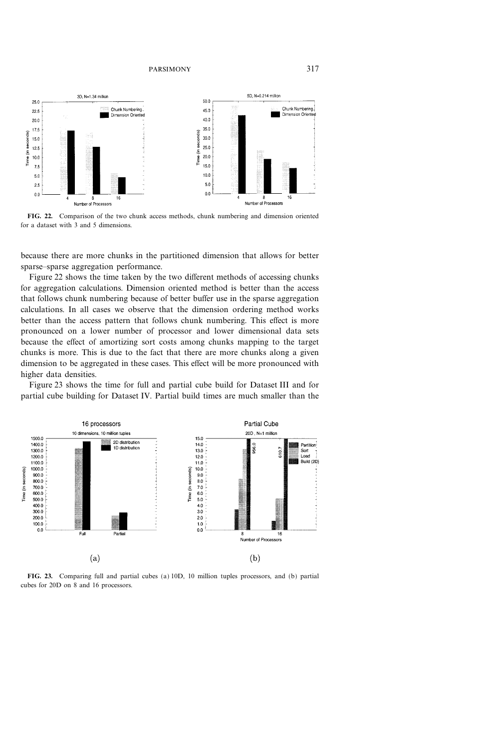FIG. 22. Comparison of the two chunk access methods, chunk numbering and dimension oriented for a dataset with 3 and 5 dimensions.

because there are more chunks in the partitioned dimension that allows for better sparse–sparse aggregation performance.

Figure 22 shows the time taken by the two different methods of accessing chunks for aggregation calculations. Dimension oriented method is better than the access that follows chunk numbering because of better buffer use in the sparse aggregation calculations. In all cases we observe that the dimension ordering method works better than the access pattern that follows chunk numbering. This effect is more pronounced on a lower number of processor and lower dimensional data sets because the effect of amortizing sort costs among chunks mapping to the target chunks is more. This is due to the fact that there are more chunks along a given dimension to be aggregated in these cases. This effect will be more pronounced with higher data densities.

Figure 23 shows the time for full and partial cube build for Dataset III and for partial cube building for Dataset IV. Partial build times are much smaller than the

(a)

(b)

FIG. 23. Comparing full and partial cubes (a) 10D, 10 million tuples processors, and (b) partial cubes for 20D on 8 and 16 processors.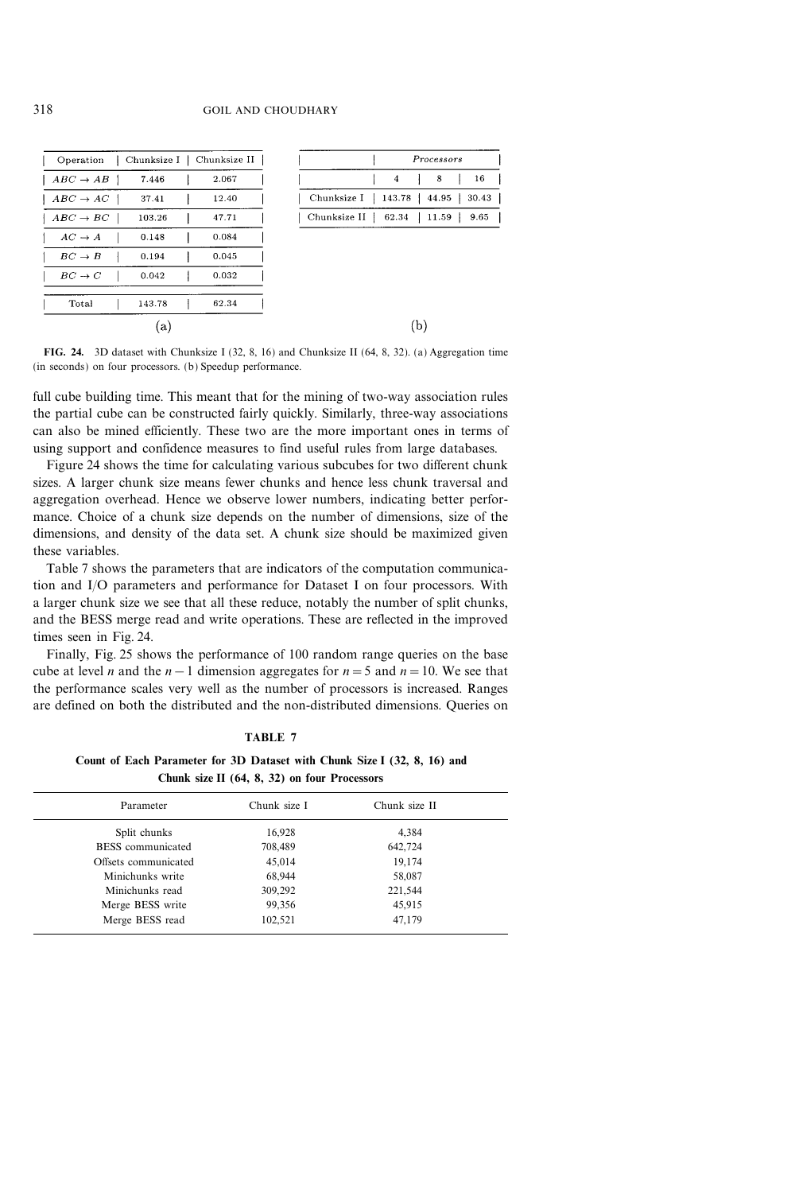| Operation | Chunksize I | Chunksize II |
|---|---|---|
| $ABC \to AB$ | 7.446 | 2.067 |
| $ABC \to AC$ | 37.41 | 12.40 |
| $ABC \to BC$ | 103.26 | 47.71 |
| $AC \to A$ | 0.148 | 0.084 |
| $BC \to B$ | 0.194 | 0.045 |
| $BC \to C$ | 0.042 | 0.032 |
| Total | 143.78 | 62.34 |

(a)

| | *Processors* | | |
|---|---|---|---|
| | 4 | 8 | 16 |
| Chunksize I | 143.78 | 44.95 | 30.43 |
| Chunksize II | 62.34 | 11.59 | 9.65 |

(b)

**FIG. 24.** 3D dataset with Chunksize I (32, 8, 16) and Chunksize II (64, 8, 32). (a) Aggregation time (in seconds) on four processors. (b) Speedup performance.

full cube building time. This meant that for the mining of two-way association rules the partial cube can be constructed fairly quickly. Similarly, three-way associations can also be mined efficiently. These two are the more important ones in terms of using support and confidence measures to find useful rules from large databases.

Figure 24 shows the time for calculating various subcubes for two different chunk sizes. A larger chunk size means fewer chunks and hence less chunk traversal and aggregation overhead. Hence we observe lower numbers, indicating better performance. Choice of a chunk size depends on the number of dimensions, size of the dimensions, and density of the data set. A chunk size should be maximized given these variables.

Table 7 shows the parameters that are indicators of the computation communication and I/O parameters and performance for Dataset I on four processors. With a larger chunk size we see that all these reduce, notably the number of split chunks, and the BESS merge read and write operations. These are reflected in the improved times seen in Fig. 24.

Finally, Fig. 25 shows the performance of 100 random range queries on the base cube at level $n$ and the $n-1$ dimension aggregates for $n = 5$ and $n = 10$. We see that the performance scales very well as the number of processors is increased. Ranges are defined on both the distributed and the non-distributed dimensions. Queries on

**TABLE 7**

**Count of Each Parameter for 3D Dataset with Chunk Size I (32, 8, 16) and Chunk size II (64, 8, 32) on four Processors**

| Parameter | Chunk size I | Chunk size II |
|---|---|---|
| Split chunks | 16,928 | 4,384 |
| BESS communicated | 708,489 | 642,724 |
| Offsets communicated | 45,014 | 19,174 |
| Minichunks write | 68,944 | 58,087 |
| Minichunks read | 309,292 | 221,544 |
| Merge BESS write | 99,356 | 45,915 |
| Merge BESS read | 102,521 | 47,179 |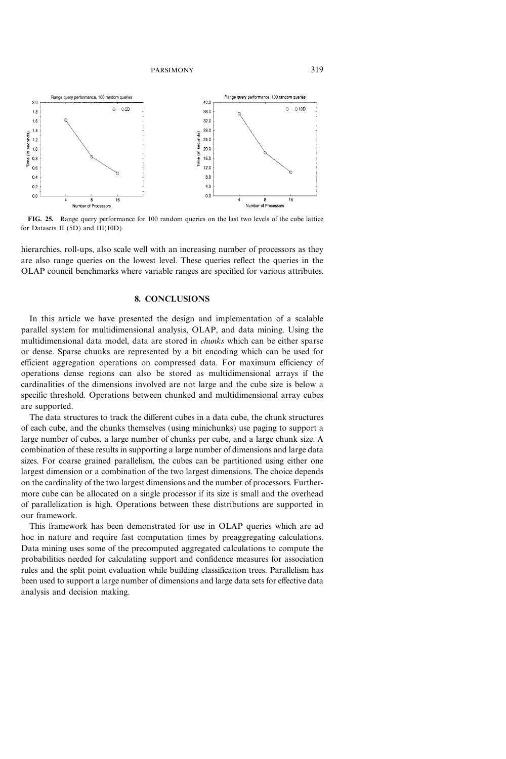Range query performance, 100 random queries

Time (in seconds)

2.0
1.8
1.6
1.4
1.2
1.0
0.8
0.6
0.4
0.2
0.0

4 8 16

Number of Processors

5D

Range query performance, 100 random queries

Time (in seconds)

40.0
36.0
32.0
28.0
24.0
20.0
16.0
12.0
8.0
4.0
0.0

4 8 16

Number of Processors

10D

**FIG. 25.** Range query performance for 100 random queries on the last two levels of the cube lattice for Datasets II (5D) and III(10D).

hierarchies, roll-ups, also scale well with an increasing number of processors as they are also range queries on the lowest level. These queries reflect the queries in the OLAP council benchmarks where variable ranges are specified for various attributes.

## 8. CONCLUSIONS

In this article we have presented the design and implementation of a scalable parallel system for multidimensional analysis, OLAP, and data mining. Using the multidimensional data model, data are stored in *chunks* which can be either sparse or dense. Sparse chunks are represented by a bit encoding which can be used for efficient aggregation operations on compressed data. For maximum efficiency of operations dense regions can also be stored as multidimensional arrays if the cardinalities of the dimensions involved are not large and the cube size is below a specific threshold. Operations between chunked and multidimensional array cubes are supported.

The data structures to track the different cubes in a data cube, the chunk structures of each cube, and the chunks themselves (using minichunks) use paging to support a large number of cubes, a large number of chunks per cube, and a large chunk size. A combination of these results in supporting a large number of dimensions and large data sizes. For coarse grained parallelism, the cubes can be partitioned using either one largest dimension or a combination of the two largest dimensions. The choice depends on the cardinality of the two largest dimensions and the number of processors. Furthermore cube can be allocated on a single processor if its size is small and the overhead of parallelization is high. Operations between these distributions are supported in our framework.

This framework has been demonstrated for use in OLAP queries which are ad hoc in nature and require fast computation times by preaggregating calculations. Data mining uses some of the precomputed aggregated calculations to compute the probabilities needed for calculating support and confidence measures for association rules and the split point evaluation while building classification trees. Parallelism has been used to support a large number of dimensions and large data sets for effective data analysis and decision making.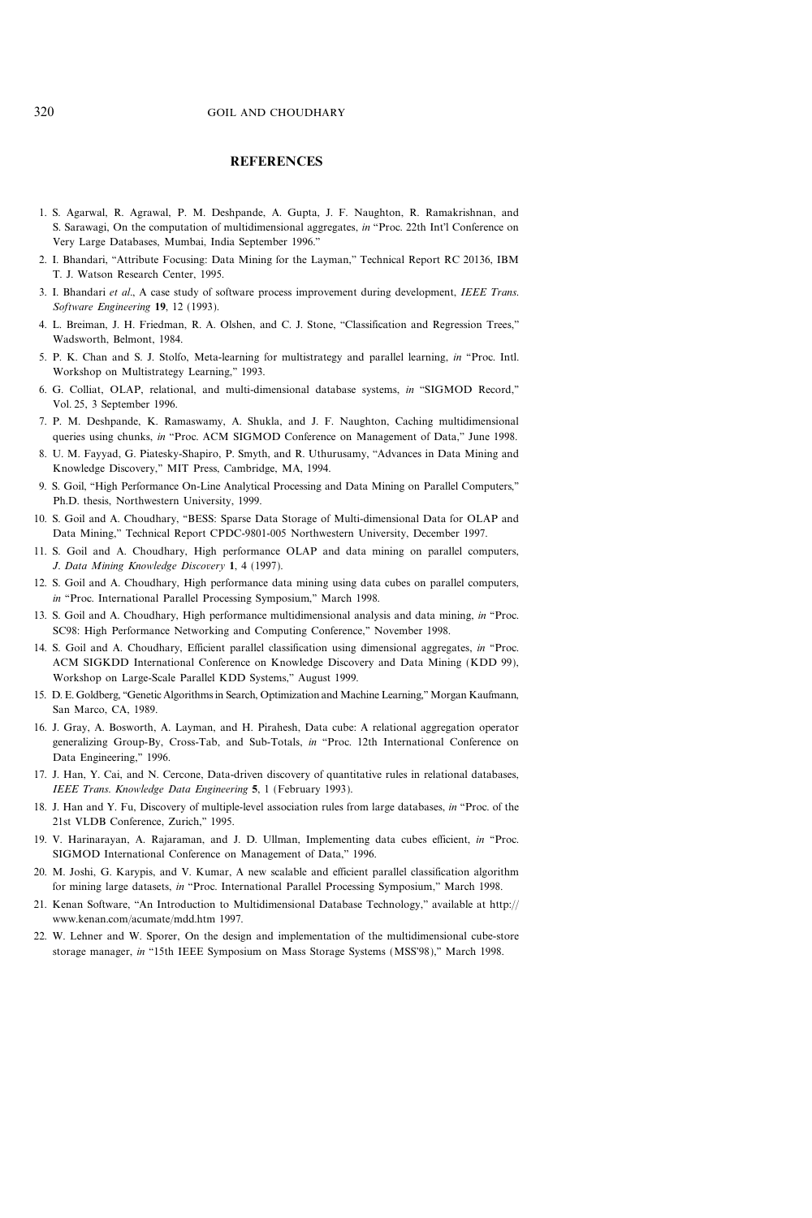## REFERENCES

1. S. Agarwal, R. Agrawal, P. M. Deshpande, A. Gupta, J. F. Naughton, R. Ramakrishnan, and S. Sarawagi, On the computation of multidimensional aggregates, *in* "Proc. 22th Int'l Conference on Very Large Databases, Mumbai, India September 1996."
2. I. Bhandari, "Attribute Focusing: Data Mining for the Layman," Technical Report RC 20136, IBM T. J. Watson Research Center, 1995.
3. I. Bhandari *et al.*, A case study of software process improvement during development, *IEEE Trans. Software Engineering* **19**, 12 (1993).
4. L. Breiman, J. H. Friedman, R. A. Olshen, and C. J. Stone, "Classification and Regression Trees," Wadsworth, Belmont, 1984.
5. P. K. Chan and S. J. Stolfo, Meta-learning for multistrategy and parallel learning, *in* "Proc. Intl. Workshop on Multistrategy Learning," 1993.
6. G. Colliat, OLAP, relational, and multi-dimensional database systems, *in* "SIGMOD Record," Vol. 25, 3 September 1996.
7. P. M. Deshpande, K. Ramaswamy, A. Shukla, and J. F. Naughton, Caching multidimensional queries using chunks, *in* "Proc. ACM SIGMOD Conference on Management of Data," June 1998.
8. U. M. Fayyad, G. Piatesky-Shapiro, P. Smyth, and R. Uthurusamy, "Advances in Data Mining and Knowledge Discovery," MIT Press, Cambridge, MA, 1994.
9. S. Goil, "High Performance On-Line Analytical Processing and Data Mining on Parallel Computers," Ph.D. thesis, Northwestern University, 1999.
10. S. Goil and A. Choudhary, "BESS: Sparse Data Storage of Multi-dimensional Data for OLAP and Data Mining," Technical Report CPDC-9801-005 Northwestern University, December 1997.
11. S. Goil and A. Choudhary, High performance OLAP and data mining on parallel computers, *J. Data Mining Knowledge Discovery* **1**, 4 (1997).
12. S. Goil and A. Choudhary, High performance data mining using data cubes on parallel computers, *in* "Proc. International Parallel Processing Symposium," March 1998.
13. S. Goil and A. Choudhary, High performance multidimensional analysis and data mining, *in* "Proc. SC98: High Performance Networking and Computing Conference," November 1998.
14. S. Goil and A. Choudhary, Efficient parallel classification using dimensional aggregates, *in* "Proc. ACM SIGKDD International Conference on Knowledge Discovery and Data Mining (KDD 99), Workshop on Large-Scale Parallel KDD Systems," August 1999.
15. D. E. Goldberg, "Genetic Algorithms in Search, Optimization and Machine Learning," Morgan Kaufmann, San Marco, CA, 1989.
16. J. Gray, A. Bosworth, A. Layman, and H. Pirahesh, Data cube: A relational aggregation operator generalizing Group-By, Cross-Tab, and Sub-Totals, *in* "Proc. 12th International Conference on Data Engineering," 1996.
17. J. Han, Y. Cai, and N. Cercone, Data-driven discovery of quantitative rules in relational databases, *IEEE Trans. Knowledge Data Engineering* **5**, 1 (February 1993).
18. J. Han and Y. Fu, Discovery of multiple-level association rules from large databases, *in* "Proc. of the 21st VLDB Conference, Zurich," 1995.
19. V. Harinarayan, A. Rajaraman, and J. D. Ullman, Implementing data cubes efficient, *in* "Proc. SIGMOD International Conference on Management of Data," 1996.
20. M. Joshi, G. Karypis, and V. Kumar, A new scalable and efficient parallel classification algorithm for mining large datasets, *in* "Proc. International Parallel Processing Symposium," March 1998.
21. Kenan Software, "An Introduction to Multidimensional Database Technology," available at http://www.kenan.com/acumate/mdd.htm 1997.
22. W. Lehner and W. Sporer, On the design and implementation of the multidimensional cube-store storage manager, *in* "15th IEEE Symposium on Mass Storage Systems (MSS'98)," March 1998.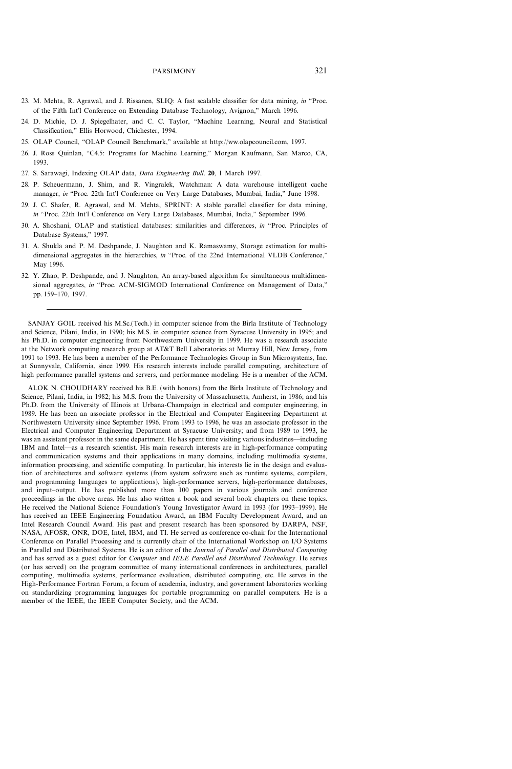23. M. Mehta, R. Agrawal, and J. Rissanen, SLIQ: A fast scalable classifier for data mining, *in* "Proc. of the Fifth Int'l Conference on Extending Database Technology, Avignon," March 1996.
24. D. Michie, D. J. Spiegelhater, and C. C. Taylor, "Machine Learning, Neural and Statistical Classification," Ellis Horwood, Chichester, 1994.
25. OLAP Council, "OLAP Council Benchmark," available at http://ww.olapcouncil.com, 1997.
26. J. Ross Quinlan, "C4.5: Programs for Machine Learning," Morgan Kaufmann, San Marco, CA, 1993.
27. S. Sarawagi, Indexing OLAP data, *Data Engineering Bull*. **20**, 1 March 1997.
28. P. Scheuermann, J. Shim, and R. Vingralek, Watchman: A data warehouse intelligent cache manager, *in* "Proc. 22th Int'l Conference on Very Large Databases, Mumbai, India," June 1998.
29. J. C. Shafer, R. Agrawal, and M. Mehta, SPRINT: A stable parallel classifier for data mining, *in* "Proc. 22th Int'l Conference on Very Large Databases, Mumbai, India," September 1996.
30. A. Shoshani, OLAP and statistical databases: similarities and differences, *in* "Proc. Principles of Database Systems," 1997.
31. A. Shukla and P. M. Deshpande, J. Naughton and K. Ramaswamy, Storage estimation for multidimensional aggregates in the hierarchies, *in* "Proc. of the 22nd International VLDB Conference," May 1996.
32. Y. Zhao, P. Deshpande, and J. Naughton, An array-based algorithm for simultaneous multidimensional aggregates, *in* "Proc. ACM-SIGMOD International Conference on Management of Data," pp. 159–170, 1997.

---

SANJAY GOIL received his M.Sc.(Tech.) in computer science from the Birla Institute of Technology and Science, Pilani, India, in 1990; his M.S. in computer science from Syracuse University in 1995; and his Ph.D. in computer engineering from Northwestern University in 1999. He was a research associate at the Network computing research group at AT&T Bell Laboratories at Murray Hill, New Jersey, from 1991 to 1993. He has been a member of the Performance Technologies Group in Sun Microsystems, Inc. at Sunnyvale, California, since 1999. His research interests include parallel computing, architecture of high performance parallel systems and servers, and performance modeling. He is a member of the ACM.

ALOK N. CHOUDHARY received his B.E. (with honors) from the Birla Institute of Technology and Science, Pilani, India, in 1982; his M.S. from the University of Massachusetts, Amherst, in 1986; and his Ph.D. from the University of Illinois at Urbana-Champaign in electrical and computer engineering, in 1989. He has been an associate professor in the Electrical and Computer Engineering Department at Northwestern University since September 1996. From 1993 to 1996, he was an associate professor in the Electrical and Computer Engineering Department at Syracuse University; and from 1989 to 1993, he was an assistant professor in the same department. He has spent time visiting various industries—including IBM and Intel—as a research scientist. His main research interests are in high-performance computing and communication systems and their applications in many domains, including multimedia systems, information processing, and scientific computing. In particular, his interests lie in the design and evaluation of architectures and software systems (from system software such as runtime systems, compilers, and programming languages to applications), high-performance servers, high-performance databases, and input–output. He has published more than 100 papers in various journals and conference proceedings in the above areas. He has also written a book and several book chapters on these topics. He received the National Science Foundation's Young Investigator Award in 1993 (for 1993–1999). He has received an IEEE Engineering Foundation Award, an IBM Faculty Development Award, and an Intel Research Council Award. His past and present research has been sponsored by DARPA, NSF, NASA, AFOSR, ONR, DOE, Intel, IBM, and TI. He served as conference co-chair for the International Conference on Parallel Processing and is currently chair of the International Workshop on I/O Systems in Parallel and Distributed Systems. He is an editor of the *Journal of Parallel and Distributed Computing* and has served as a guest editor for *Computer* and *IEEE Parallel and Distributed Technology*. He serves (or has served) on the program committee of many international conferences in architectures, parallel computing, multimedia systems, performance evaluation, distributed computing, etc. He serves in the High-Performance Fortran Forum, a forum of academia, industry, and government laboratories working on standardizing programming languages for portable programming on parallel computers. He is a member of the IEEE, the IEEE Computer Society, and the ACM.